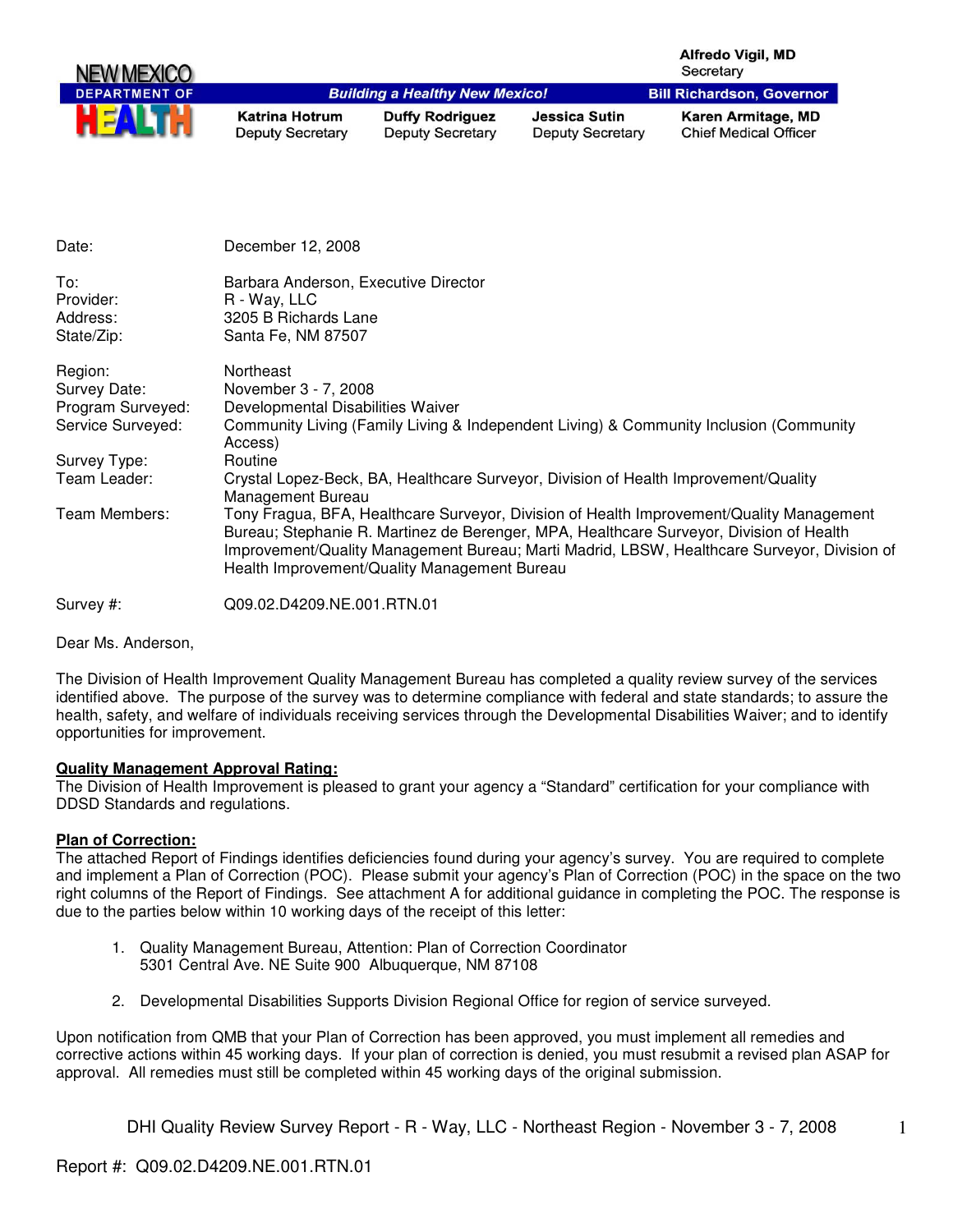NEW MEXICO DEPARTMENT OF HEALTH

*Building a Healthy New Mexico!*

**Alfredo Vigil, MD**
Secretary

**Bill Richardson, Governor**

| **Katrina Hotrum** | **Duffy Rodriguez** | **Jessica Sutin** | **Karen Armitage, MD** |
|---|---|---|---|
| Deputy Secretary | Deputy Secretary | Deputy Secretary | Chief Medical Officer |

| | |
|---|---|
| Date: | December 12, 2008 |
| To: | Barbara Anderson, Executive Director |
| Provider: | R - Way, LLC |
| Address: | 3205 B Richards Lane |
| State/Zip: | Santa Fe, NM 87507 |
| Region: | Northeast |
| Survey Date: | November 3 - 7, 2008 |
| Program Surveyed: | Developmental Disabilities Waiver |
| Service Surveyed: | Community Living (Family Living & Independent Living) & Community Inclusion (Community Access) |
| Survey Type: | Routine |
| Team Leader: | Crystal Lopez-Beck, BA, Healthcare Surveyor, Division of Health Improvement/Quality Management Bureau |
| Team Members: | Tony Fragua, BFA, Healthcare Surveyor, Division of Health Improvement/Quality Management Bureau; Stephanie R. Martinez de Berenger, MPA, Healthcare Surveyor, Division of Health Improvement/Quality Management Bureau; Marti Madrid, LBSW, Healthcare Surveyor, Division of Health Improvement/Quality Management Bureau |
| Survey #: | Q09.02.D4209.NE.001.RTN.01 |

Dear Ms. Anderson,

The Division of Health Improvement Quality Management Bureau has completed a quality review survey of the services identified above. The purpose of the survey was to determine compliance with federal and state standards; to assure the health, safety, and welfare of individuals receiving services through the Developmental Disabilities Waiver; and to identify opportunities for improvement.

**Quality Management Approval Rating:**
The Division of Health Improvement is pleased to grant your agency a "Standard" certification for your compliance with DDSD Standards and regulations.

**Plan of Correction:**
The attached Report of Findings identifies deficiencies found during your agency's survey. You are required to complete and implement a Plan of Correction (POC). Please submit your agency's Plan of Correction (POC) in the space on the two right columns of the Report of Findings. See attachment A for additional guidance in completing the POC. The response is due to the parties below within 10 working days of the receipt of this letter:

1. Quality Management Bureau, Attention: Plan of Correction Coordinator
   5301 Central Ave. NE Suite 900 Albuquerque, NM 87108

2. Developmental Disabilities Supports Division Regional Office for region of service surveyed.

Upon notification from QMB that your Plan of Correction has been approved, you must implement all remedies and corrective actions within 45 working days. If your plan of correction is denied, you must resubmit a revised plan ASAP for approval. All remedies must still be completed within 45 working days of the original submission.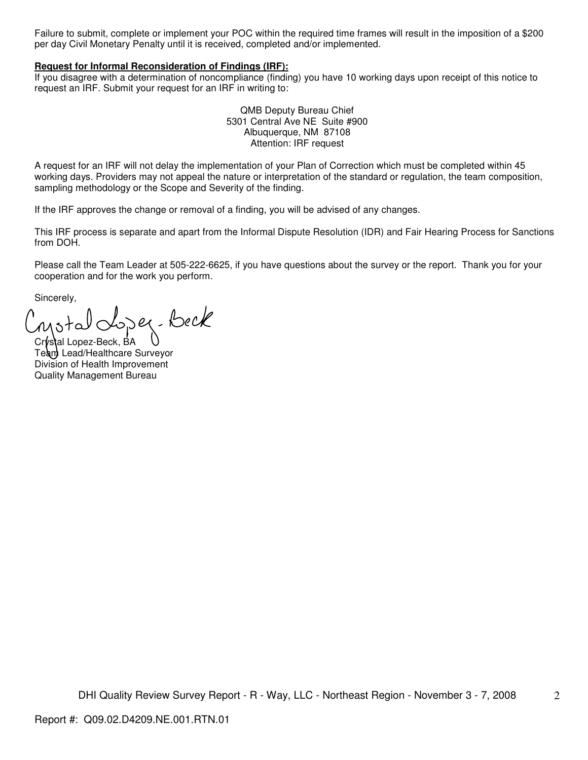Failure to submit, complete or implement your POC within the required time frames will result in the imposition of a $200 per day Civil Monetary Penalty until it is received, completed and/or implemented.

**Request for Informal Reconsideration of Findings (IRF):**

If you disagree with a determination of noncompliance (finding) you have 10 working days upon receipt of this notice to request an IRF. Submit your request for an IRF in writing to:

QMB Deputy Bureau Chief
5301 Central Ave NE Suite #900
Albuquerque, NM 87108
Attention: IRF request

A request for an IRF will not delay the implementation of your Plan of Correction which must be completed within 45 working days. Providers may not appeal the nature or interpretation of the standard or regulation, the team composition, sampling methodology or the Scope and Severity of the finding.

If the IRF approves the change or removal of a finding, you will be advised of any changes.

This IRF process is separate and apart from the Informal Dispute Resolution (IDR) and Fair Hearing Process for Sanctions from DOH.

Please call the Team Leader at 505-222-6625, if you have questions about the survey or the report. Thank you for your cooperation and for the work you perform.

Sincerely,

Crystal Lopez-Beck

Crystal Lopez-Beck, BA
Team Lead/Healthcare Surveyor
Division of Health Improvement
Quality Management Bureau

Report #: Q09.02.D4209.NE.001.RTN.01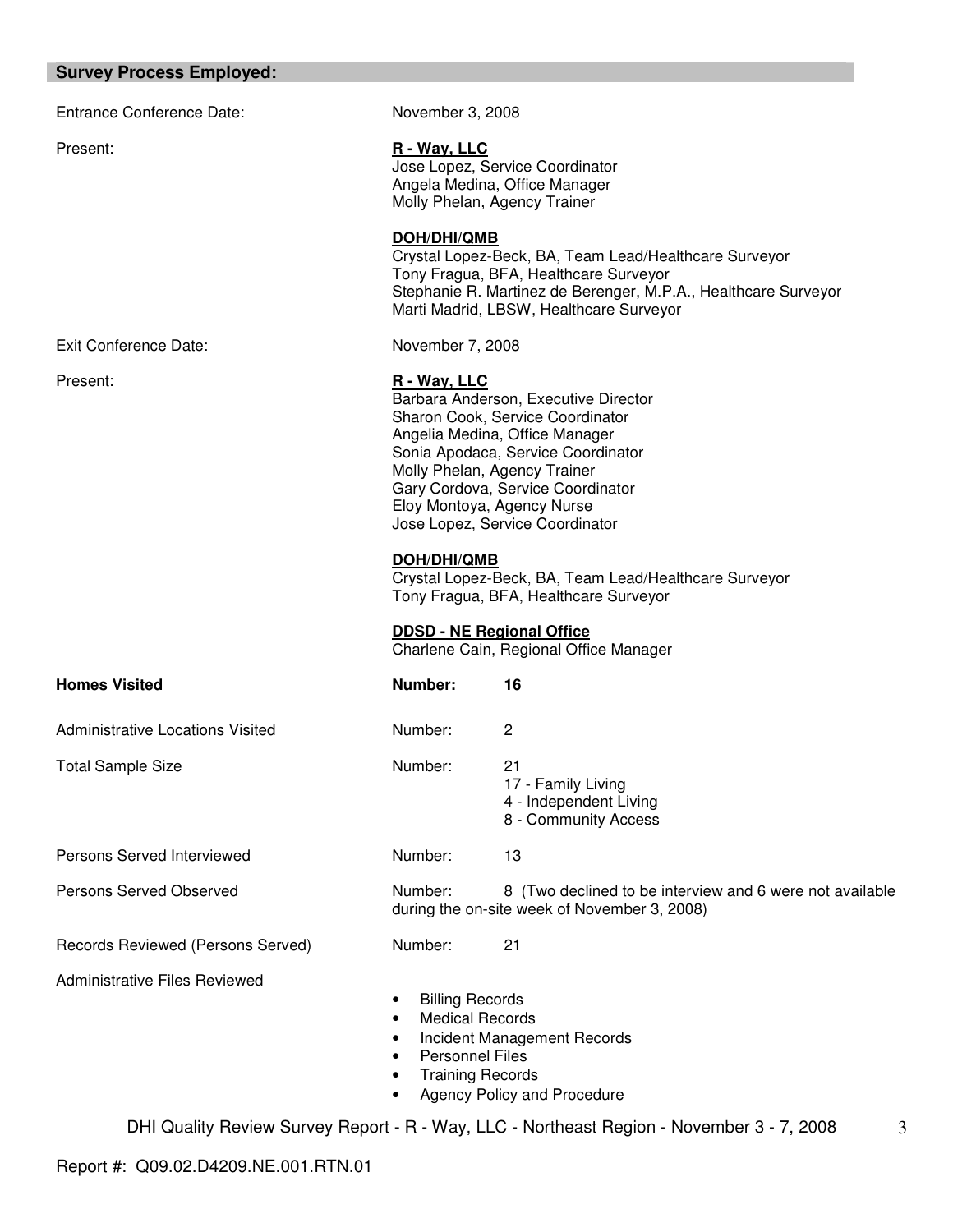## Survey Process Employed:

| | | |
|---|---|---|
| Entrance Conference Date: | November 3, 2008 | |
| Present: | **R - Way, LLC**<br>Jose Lopez, Service Coordinator<br>Angela Medina, Office Manager<br>Molly Phelan, Agency Trainer<br><br>**DOH/DHI/QMB**<br>Crystal Lopez-Beck, BA, Team Lead/Healthcare Surveyor<br>Tony Fragua, BFA, Healthcare Surveyor<br>Stephanie R. Martinez de Berenger, M.P.A., Healthcare Surveyor<br>Marti Madrid, LBSW, Healthcare Surveyor | |
| Exit Conference Date: | November 7, 2008 | |
| Present: | **R - Way, LLC**<br>Barbara Anderson, Executive Director<br>Sharon Cook, Service Coordinator<br>Angelia Medina, Office Manager<br>Sonia Apodaca, Service Coordinator<br>Molly Phelan, Agency Trainer<br>Gary Cordova, Service Coordinator<br>Eloy Montoya, Agency Nurse<br>Jose Lopez, Service Coordinator<br><br>**DOH/DHI/QMB**<br>Crystal Lopez-Beck, BA, Team Lead/Healthcare Surveyor<br>Tony Fragua, BFA, Healthcare Surveyor<br><br>**DDSD - NE Regional Office**<br>Charlene Cain, Regional Office Manager | |
| **Homes Visited** | **Number:** | **16** |
| Administrative Locations Visited | Number: | 2 |
| Total Sample Size | Number: | 21<br>17 - Family Living<br>4 - Independent Living<br>8 - Community Access |
| Persons Served Interviewed | Number: | 13 |
| Persons Served Observed | Number: | 8 (Two declined to be interview and 6 were not available during the on-site week of November 3, 2008) |
| Records Reviewed (Persons Served) | Number: | 21 |

Administrative Files Reviewed

- Billing Records
- Medical Records
- Incident Management Records
- Personnel Files
- Training Records
- Agency Policy and Procedure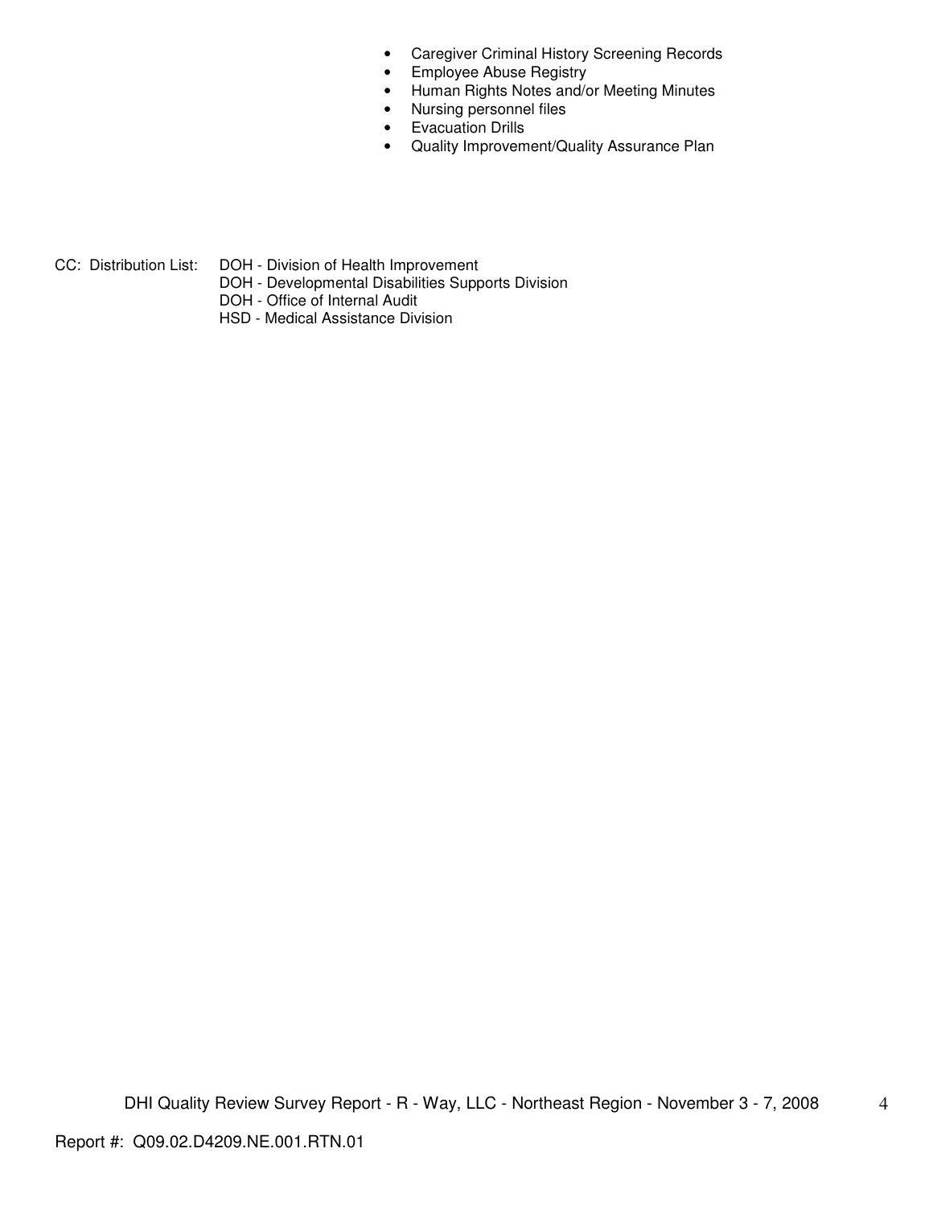- Caregiver Criminal History Screening Records
- Employee Abuse Registry
- Human Rights Notes and/or Meeting Minutes
- Nursing personnel files
- Evacuation Drills
- Quality Improvement/Quality Assurance Plan

CC: Distribution List:
DOH - Division of Health Improvement
DOH - Developmental Disabilities Supports Division
DOH - Office of Internal Audit
HSD - Medical Assistance Division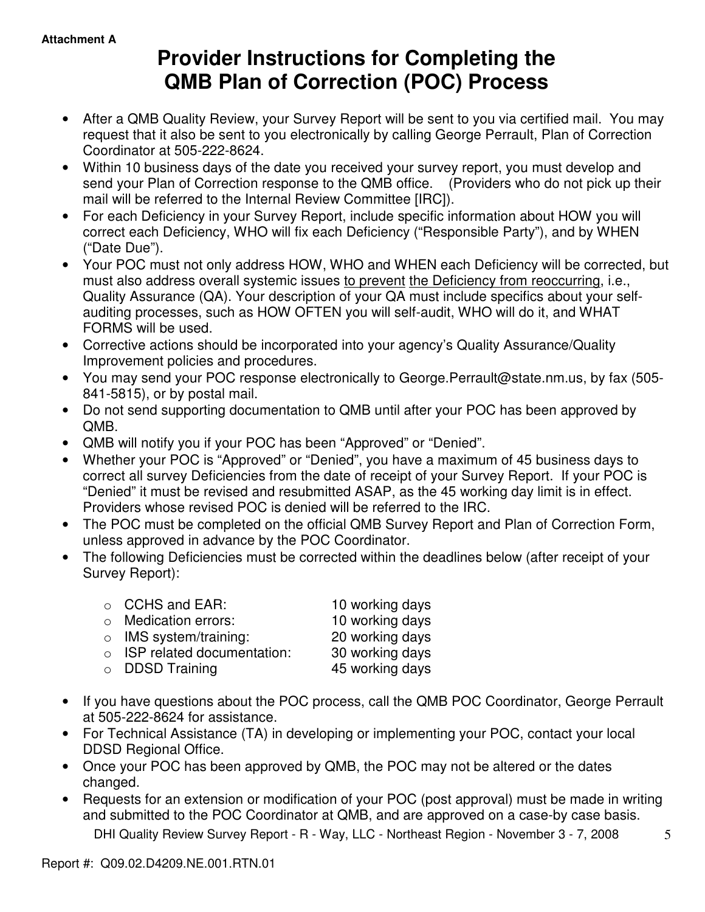Attachment A

# Provider Instructions for Completing the QMB Plan of Correction (POC) Process

- After a QMB Quality Review, your Survey Report will be sent to you via certified mail. You may request that it also be sent to you electronically by calling George Perrault, Plan of Correction Coordinator at 505-222-8624.
- Within 10 business days of the date you received your survey report, you must develop and send your Plan of Correction response to the QMB office. (Providers who do not pick up their mail will be referred to the Internal Review Committee [IRC]).
- For each Deficiency in your Survey Report, include specific information about HOW you will correct each Deficiency, WHO will fix each Deficiency ("Responsible Party"), and by WHEN ("Date Due").
- Your POC must not only address HOW, WHO and WHEN each Deficiency will be corrected, but must also address overall systemic issues <u>to prevent</u> <u>the Deficiency from reoccurring</u>, i.e., Quality Assurance (QA). Your description of your QA must include specifics about your self-auditing processes, such as HOW OFTEN you will self-audit, WHO will do it, and WHAT FORMS will be used.
- Corrective actions should be incorporated into your agency's Quality Assurance/Quality Improvement policies and procedures.
- You may send your POC response electronically to George.Perrault@state.nm.us, by fax (505-841-5815), or by postal mail.
- Do not send supporting documentation to QMB until after your POC has been approved by QMB.
- QMB will notify you if your POC has been "Approved" or "Denied".
- Whether your POC is "Approved" or "Denied", you have a maximum of 45 business days to correct all survey Deficiencies from the date of receipt of your Survey Report. If your POC is "Denied" it must be revised and resubmitted ASAP, as the 45 working day limit is in effect. Providers whose revised POC is denied will be referred to the IRC.
- The POC must be completed on the official QMB Survey Report and Plan of Correction Form, unless approved in advance by the POC Coordinator.
- The following Deficiencies must be corrected within the deadlines below (after receipt of your Survey Report):

  - CCHS and EAR: 10 working days
  - Medication errors: 10 working days
  - IMS system/training: 20 working days
  - ISP related documentation: 30 working days
  - DDSD Training 45 working days

- If you have questions about the POC process, call the QMB POC Coordinator, George Perrault at 505-222-8624 for assistance.
- For Technical Assistance (TA) in developing or implementing your POC, contact your local DDSD Regional Office.
- Once your POC has been approved by QMB, the POC may not be altered or the dates changed.
- Requests for an extension or modification of your POC (post approval) must be made in writing and submitted to the POC Coordinator at QMB, and are approved on a case-by case basis.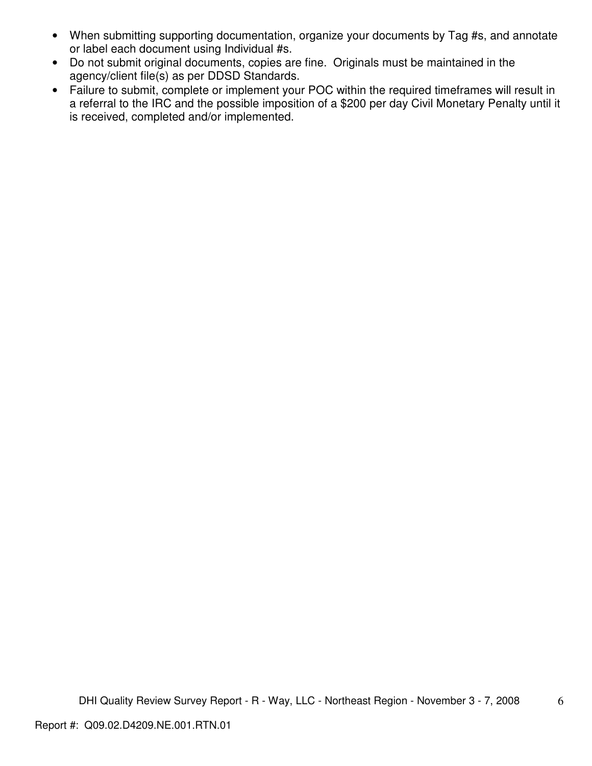- When submitting supporting documentation, organize your documents by Tag #s, and annotate or label each document using Individual #s.
- Do not submit original documents, copies are fine. Originals must be maintained in the agency/client file(s) as per DDSD Standards.
- Failure to submit, complete or implement your POC within the required timeframes will result in a referral to the IRC and the possible imposition of a $200 per day Civil Monetary Penalty until it is received, completed and/or implemented.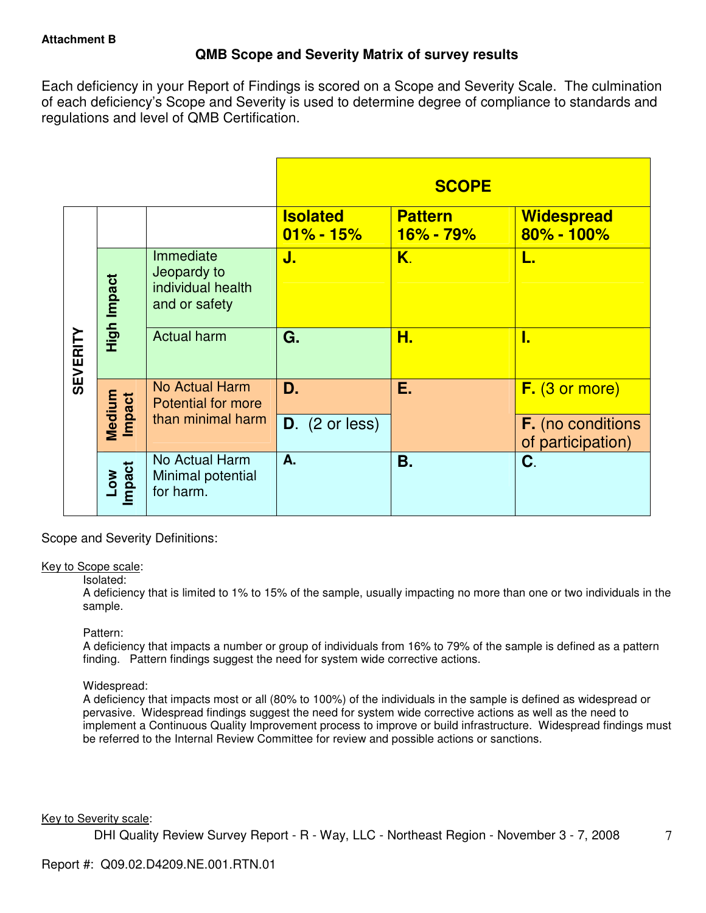**Attachment B**

## QMB Scope and Severity Matrix of survey results

Each deficiency in your Report of Findings is scored on a Scope and Severity Scale. The culmination of each deficiency's Scope and Severity is used to determine degree of compliance to standards and regulations and level of QMB Certification.

| | | | **SCOPE** | | |
|---|---|---|---|---|---|
| **SEVERITY** | | | **Isolated 01% - 15%** | **Pattern 16% - 79%** | **Widespread 80% - 100%** |
| | **High Impact** | Immediate Jeopardy to individual health and or safety | **J.** | **K.** | **L.** |
| | | Actual harm | **G.** | **H.** | **I.** |
| | **Medium Impact** | No Actual Harm Potential for more than minimal harm | **D.** | **E.** | **F.** (3 or more) |
| | | | **D.** (2 or less) | | **F.** (no conditions of participation) |
| | **Low Impact** | No Actual Harm Minimal potential for harm. | **A.** | **B.** | **C.** |

Scope and Severity Definitions:

Key to Scope scale:

Isolated:
A deficiency that is limited to 1% to 15% of the sample, usually impacting no more than one or two individuals in the sample.

Pattern:
A deficiency that impacts a number or group of individuals from 16% to 79% of the sample is defined as a pattern finding. Pattern findings suggest the need for system wide corrective actions.

Widespread:
A deficiency that impacts most or all (80% to 100%) of the individuals in the sample is defined as widespread or pervasive. Widespread findings suggest the need for system wide corrective actions as well as the need to implement a Continuous Quality Improvement process to improve or build infrastructure. Widespread findings must be referred to the Internal Review Committee for review and possible actions or sanctions.

Key to Severity scale: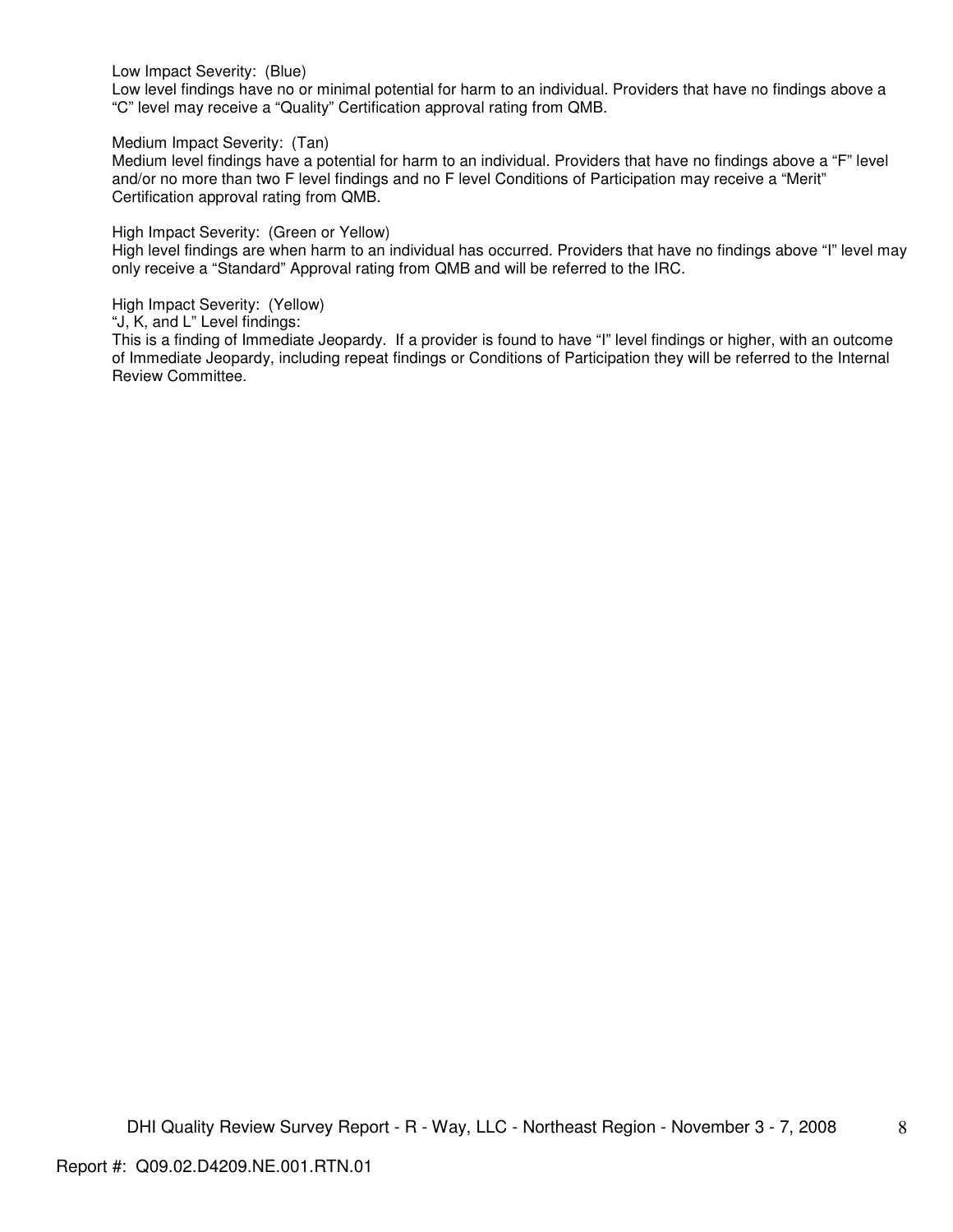Low Impact Severity: (Blue)
Low level findings have no or minimal potential for harm to an individual. Providers that have no findings above a "C" level may receive a "Quality" Certification approval rating from QMB.

Medium Impact Severity: (Tan)
Medium level findings have a potential for harm to an individual. Providers that have no findings above a "F" level and/or no more than two F level findings and no F level Conditions of Participation may receive a "Merit" Certification approval rating from QMB.

High Impact Severity: (Green or Yellow)
High level findings are when harm to an individual has occurred. Providers that have no findings above "I" level may only receive a "Standard" Approval rating from QMB and will be referred to the IRC.

High Impact Severity: (Yellow)
"J, K, and L" Level findings:
This is a finding of Immediate Jeopardy. If a provider is found to have "I" level findings or higher, with an outcome of Immediate Jeopardy, including repeat findings or Conditions of Participation they will be referred to the Internal Review Committee.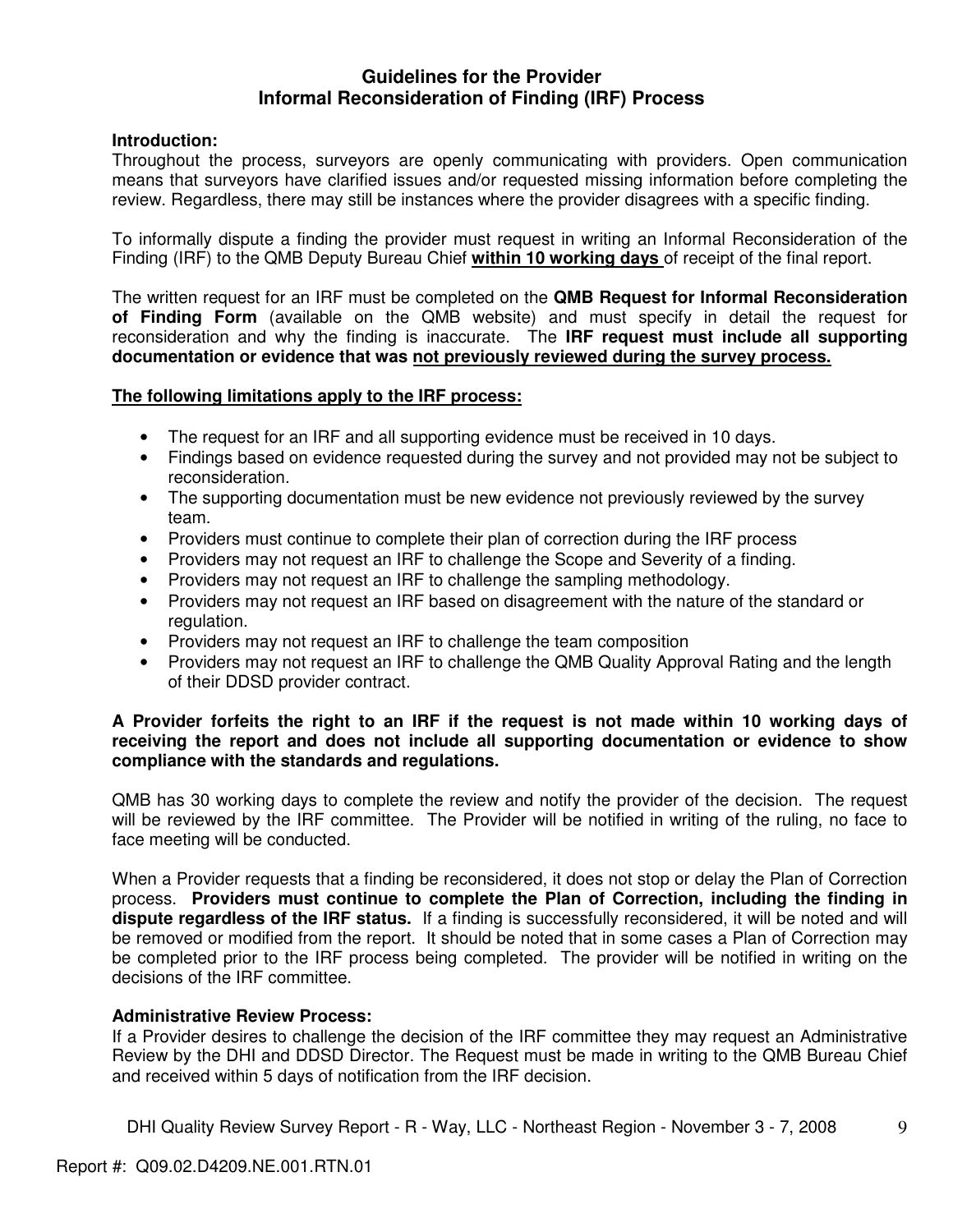## Guidelines for the Provider
## Informal Reconsideration of Finding (IRF) Process

**Introduction:**
Throughout the process, surveyors are openly communicating with providers. Open communication means that surveyors have clarified issues and/or requested missing information before completing the review. Regardless, there may still be instances where the provider disagrees with a specific finding.

To informally dispute a finding the provider must request in writing an Informal Reconsideration of the Finding (IRF) to the QMB Deputy Bureau Chief **within 10 working days** of receipt of the final report.

The written request for an IRF must be completed on the **QMB Request for Informal Reconsideration of Finding Form** (available on the QMB website) and must specify in detail the request for reconsideration and why the finding is inaccurate. The **IRF request must include all supporting documentation or evidence that was not previously reviewed during the survey process.**

**The following limitations apply to the IRF process:**

- The request for an IRF and all supporting evidence must be received in 10 days.
- Findings based on evidence requested during the survey and not provided may not be subject to reconsideration.
- The supporting documentation must be new evidence not previously reviewed by the survey team.
- Providers must continue to complete their plan of correction during the IRF process
- Providers may not request an IRF to challenge the Scope and Severity of a finding.
- Providers may not request an IRF to challenge the sampling methodology.
- Providers may not request an IRF based on disagreement with the nature of the standard or regulation.
- Providers may not request an IRF to challenge the team composition
- Providers may not request an IRF to challenge the QMB Quality Approval Rating and the length of their DDSD provider contract.

**A Provider forfeits the right to an IRF if the request is not made within 10 working days of receiving the report and does not include all supporting documentation or evidence to show compliance with the standards and regulations.**

QMB has 30 working days to complete the review and notify the provider of the decision. The request will be reviewed by the IRF committee. The Provider will be notified in writing of the ruling, no face to face meeting will be conducted.

When a Provider requests that a finding be reconsidered, it does not stop or delay the Plan of Correction process. **Providers must continue to complete the Plan of Correction, including the finding in dispute regardless of the IRF status.** If a finding is successfully reconsidered, it will be noted and will be removed or modified from the report. It should be noted that in some cases a Plan of Correction may be completed prior to the IRF process being completed. The provider will be notified in writing on the decisions of the IRF committee.

**Administrative Review Process:**
If a Provider desires to challenge the decision of the IRF committee they may request an Administrative Review by the DHI and DDSD Director. The Request must be made in writing to the QMB Bureau Chief and received within 5 days of notification from the IRF decision.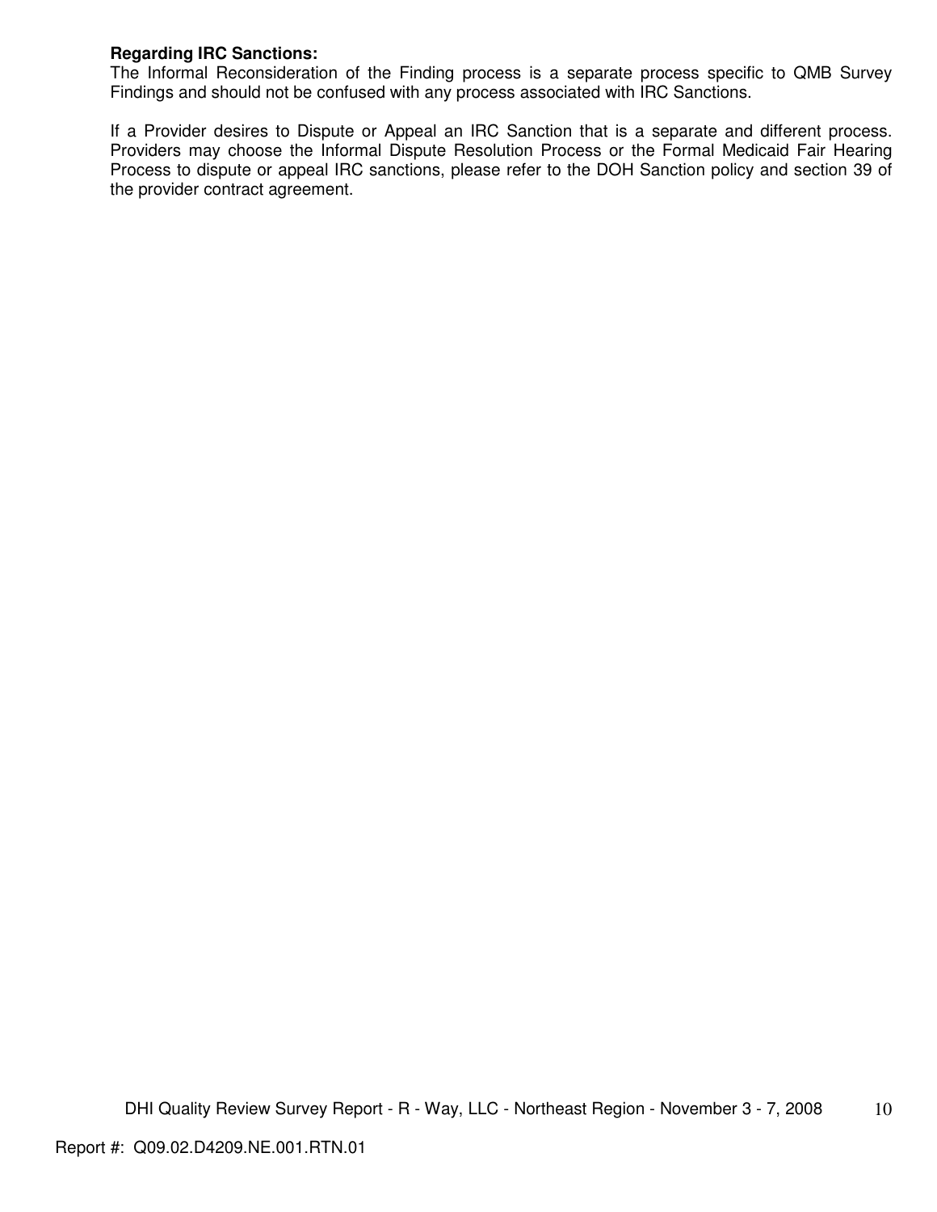**Regarding IRC Sanctions:**
The Informal Reconsideration of the Finding process is a separate process specific to QMB Survey Findings and should not be confused with any process associated with IRC Sanctions.

If a Provider desires to Dispute or Appeal an IRC Sanction that is a separate and different process. Providers may choose the Informal Dispute Resolution Process or the Formal Medicaid Fair Hearing Process to dispute or appeal IRC sanctions, please refer to the DOH Sanction policy and section 39 of the provider contract agreement.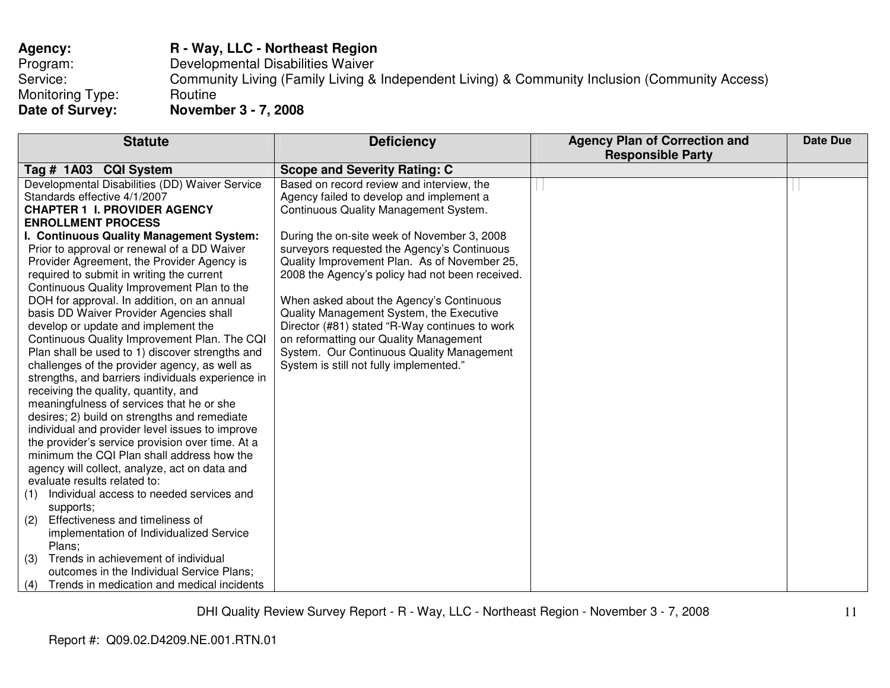**Agency:** **R - Way, LLC - Northeast Region**
Program: Developmental Disabilities Waiver
Service: Community Living (Family Living & Independent Living) & Community Inclusion (Community Access)
Monitoring Type: Routine
**Date of Survey:** **November 3 - 7, 2008**

| Statute | Deficiency | Agency Plan of Correction and Responsible Party | Date Due |
|---|---|---|---|
| **Tag # 1A03 CQI System** | **Scope and Severity Rating: C** | | |
| Developmental Disabilities (DD) Waiver Service Standards effective 4/1/2007<br>**CHAPTER 1 I. PROVIDER AGENCY ENROLLMENT PROCESS**<br>**I. Continuous Quality Management System:** Prior to approval or renewal of a DD Waiver Provider Agreement, the Provider Agency is required to submit in writing the current Continuous Quality Improvement Plan to the DOH for approval. In addition, on an annual basis DD Waiver Provider Agencies shall develop or update and implement the Continuous Quality Improvement Plan. The CQI Plan shall be used to 1) discover strengths and challenges of the provider agency, as well as strengths, and barriers individuals experience in receiving the quality, quantity, and meaningfulness of services that he or she desires; 2) build on strengths and remediate individual and provider level issues to improve the provider's service provision over time. At a minimum the CQI Plan shall address how the agency will collect, analyze, act on data and evaluate results related to:<br>(1) Individual access to needed services and supports;<br>(2) Effectiveness and timeliness of implementation of Individualized Service Plans;<br>(3) Trends in achievement of individual outcomes in the Individual Service Plans;<br>(4) Trends in medication and medical incidents | Based on record review and interview, the Agency failed to develop and implement a Continuous Quality Management System.<br><br>During the on-site week of November 3, 2008 surveyors requested the Agency's Continuous Quality Improvement Plan. As of November 25, 2008 the Agency's policy had not been received.<br><br>When asked about the Agency's Continuous Quality Management System, the Executive Director (#81) stated "R-Way continues to work on reformatting our Quality Management System. Our Continuous Quality Management System is still not fully implemented." | | |

Report #: Q09.02.D4209.NE.001.RTN.01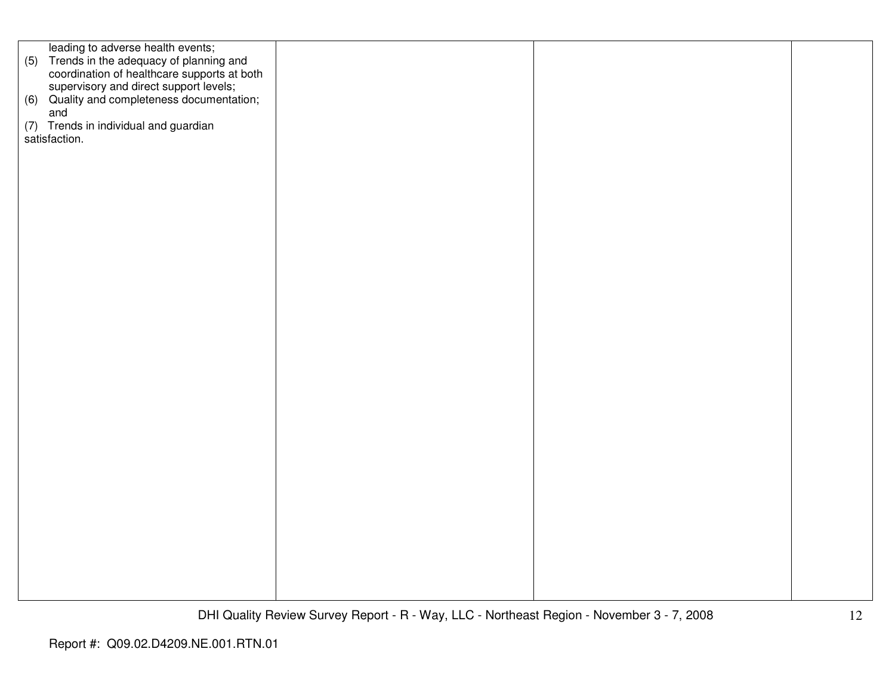| | | | |
|---|---|---|---|
| leading to adverse health events;<br>(5) Trends in the adequacy of planning and coordination of healthcare supports at both supervisory and direct support levels;<br>(6) Quality and completeness documentation; and<br>(7) Trends in individual and guardian satisfaction. | | | |

Report #: Q09.02.D4209.NE.001.RTN.01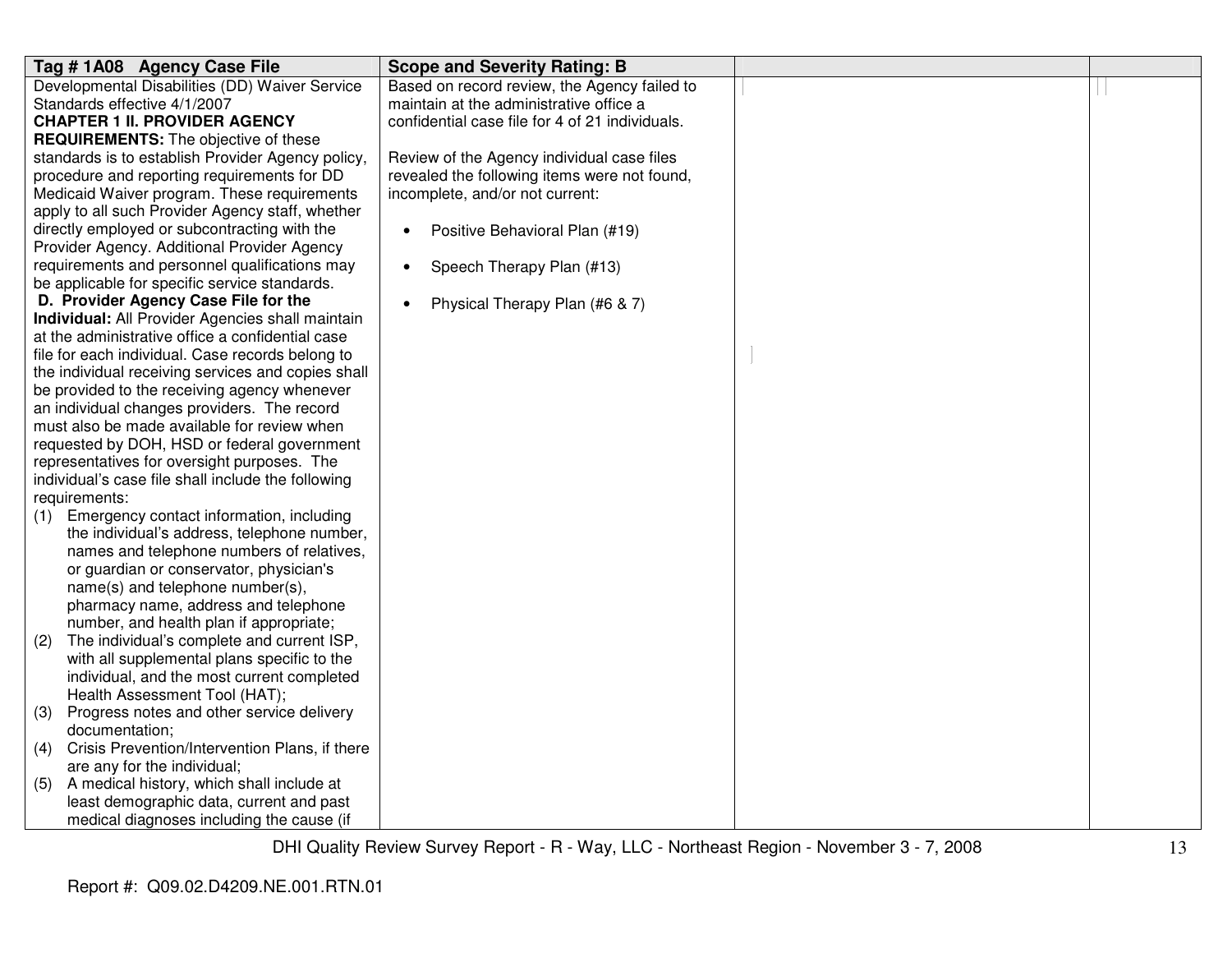| Tag # 1A08 Agency Case File | Scope and Severity Rating: B | | |
|---|---|---|---|
| Developmental Disabilities (DD) Waiver Service Standards effective 4/1/2007<br>**CHAPTER 1 II. PROVIDER AGENCY REQUIREMENTS:** The objective of these standards is to establish Provider Agency policy, procedure and reporting requirements for DD Medicaid Waiver program. These requirements apply to all such Provider Agency staff, whether directly employed or subcontracting with the Provider Agency. Additional Provider Agency requirements and personnel qualifications may be applicable for specific service standards.<br>**D. Provider Agency Case File for the Individual:** All Provider Agencies shall maintain at the administrative office a confidential case file for each individual. Case records belong to the individual receiving services and copies shall be provided to the receiving agency whenever an individual changes providers. The record must also be made available for review when requested by DOH, HSD or federal government representatives for oversight purposes. The individual's case file shall include the following requirements:<br>(1) Emergency contact information, including the individual's address, telephone number, names and telephone numbers of relatives, or guardian or conservator, physician's name(s) and telephone number(s), pharmacy name, address and telephone number, and health plan if appropriate;<br>(2) The individual's complete and current ISP, with all supplemental plans specific to the individual, and the most current completed Health Assessment Tool (HAT);<br>(3) Progress notes and other service delivery documentation;<br>(4) Crisis Prevention/Intervention Plans, if there are any for the individual;<br>(5) A medical history, which shall include at least demographic data, current and past medical diagnoses including the cause (if | Based on record review, the Agency failed to maintain at the administrative office a confidential case file for 4 of 21 individuals.<br><br>Review of the Agency individual case files revealed the following items were not found, incomplete, and/or not current:<br><br>• Positive Behavioral Plan (#19)<br><br>• Speech Therapy Plan (#13)<br><br>• Physical Therapy Plan (#6 & 7) | | |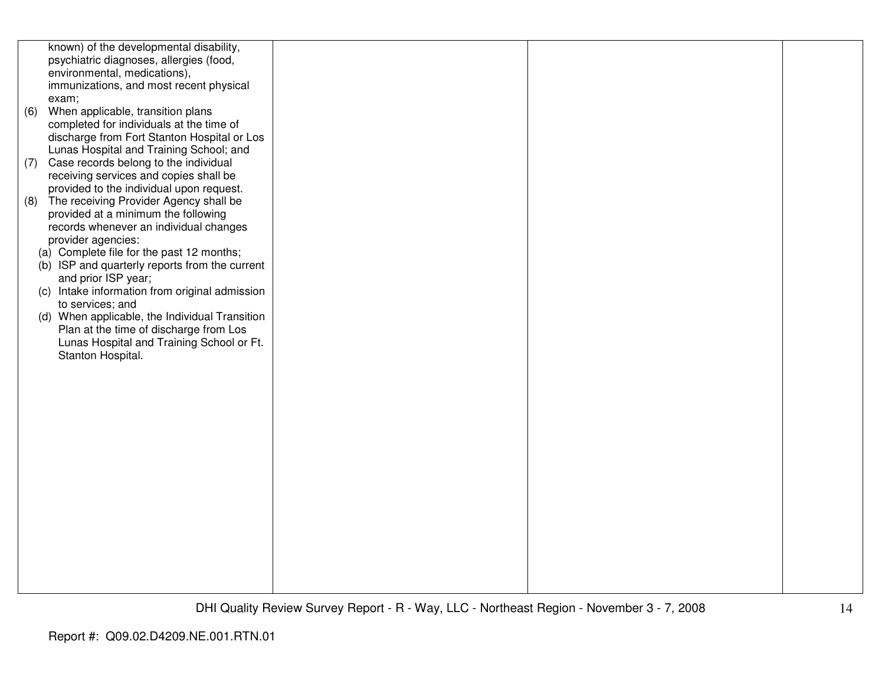| | | | |
|---|---|---|---|
| known) of the developmental disability, psychiatric diagnoses, allergies (food, environmental, medications), immunizations, and most recent physical exam;<br>(6) When applicable, transition plans completed for individuals at the time of discharge from Fort Stanton Hospital or Los Lunas Hospital and Training School; and<br>(7) Case records belong to the individual receiving services and copies shall be provided to the individual upon request.<br>(8) The receiving Provider Agency shall be provided at a minimum the following records whenever an individual changes provider agencies:<br>(a) Complete file for the past 12 months;<br>(b) ISP and quarterly reports from the current and prior ISP year;<br>(c) Intake information from original admission to services; and<br>(d) When applicable, the Individual Transition Plan at the time of discharge from Los Lunas Hospital and Training School or Ft. Stanton Hospital. | | | |

DHI Quality Review Survey Report - R - Way, LLC - Northeast Region - November 3 - 7, 2008

Report #: Q09.02.D4209.NE.001.RTN.01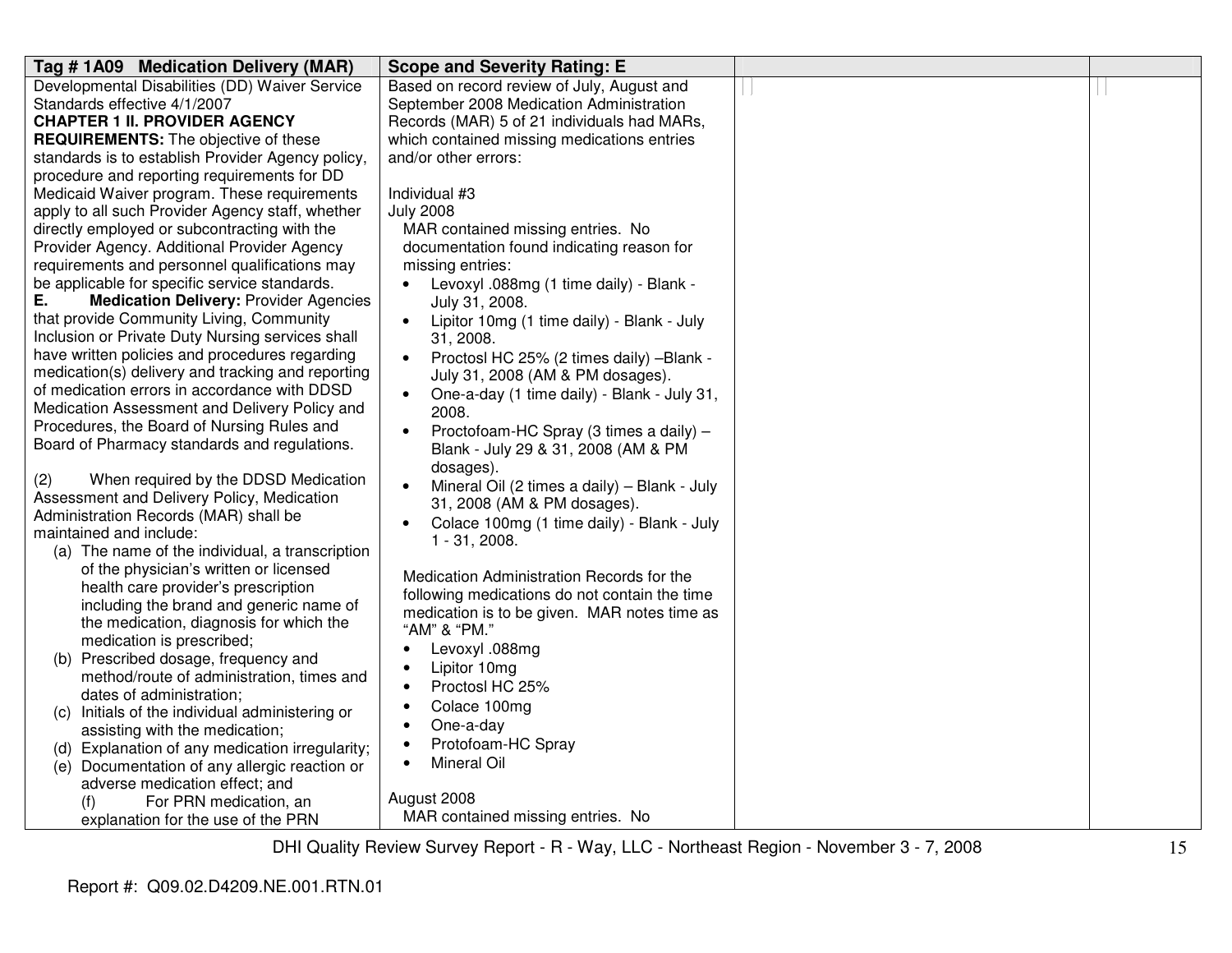| Tag # 1A09 Medication Delivery (MAR) | Scope and Severity Rating: E | | |
|---|---|---|---|
| Developmental Disabilities (DD) Waiver Service Standards effective 4/1/2007<br>**CHAPTER 1 II. PROVIDER AGENCY REQUIREMENTS:** The objective of these standards is to establish Provider Agency policy, procedure and reporting requirements for DD Medicaid Waiver program. These requirements apply to all such Provider Agency staff, whether directly employed or subcontracting with the Provider Agency. Additional Provider Agency requirements and personnel qualifications may be applicable for specific service standards.<br>**E. Medication Delivery:** Provider Agencies that provide Community Living, Community Inclusion or Private Duty Nursing services shall have written policies and procedures regarding medication(s) delivery and tracking and reporting of medication errors in accordance with DDSD Medication Assessment and Delivery Policy and Procedures, the Board of Nursing Rules and Board of Pharmacy standards and regulations.<br><br>(2) When required by the DDSD Medication Assessment and Delivery Policy, Medication Administration Records (MAR) shall be maintained and include:<br>(a) The name of the individual, a transcription of the physician's written or licensed health care provider's prescription including the brand and generic name of the medication, diagnosis for which the medication is prescribed;<br>(b) Prescribed dosage, frequency and method/route of administration, times and dates of administration;<br>(c) Initials of the individual administering or assisting with the medication;<br>(d) Explanation of any medication irregularity;<br>(e) Documentation of any allergic reaction or adverse medication effect; and<br>(f) For PRN medication, an explanation for the use of the PRN | Based on record review of July, August and September 2008 Medication Administration Records (MAR) 5 of 21 individuals had MARs, which contained missing medications entries and/or other errors:<br><br>Individual #3<br>July 2008<br>MAR contained missing entries. No documentation found indicating reason for missing entries:<br>• Levoxyl .088mg (1 time daily) - Blank - July 31, 2008.<br>• Lipitor 10mg (1 time daily) - Blank - July 31, 2008.<br>• Proctosl HC 25% (2 times daily) –Blank - July 31, 2008 (AM & PM dosages).<br>• One-a-day (1 time daily) - Blank - July 31, 2008.<br>• Proctofoam-HC Spray (3 times a daily) – Blank - July 29 & 31, 2008 (AM & PM dosages).<br>• Mineral Oil (2 times a daily) – Blank - July 31, 2008 (AM & PM dosages).<br>• Colace 100mg (1 time daily) - Blank - July 1 - 31, 2008.<br><br>Medication Administration Records for the following medications do not contain the time medication is to be given. MAR notes time as "AM" & "PM."<br>• Levoxyl .088mg<br>• Lipitor 10mg<br>• Proctosl HC 25%<br>• Colace 100mg<br>• One-a-day<br>• Protofoam-HC Spray<br>• Mineral Oil<br><br>August 2008<br>MAR contained missing entries. No | | |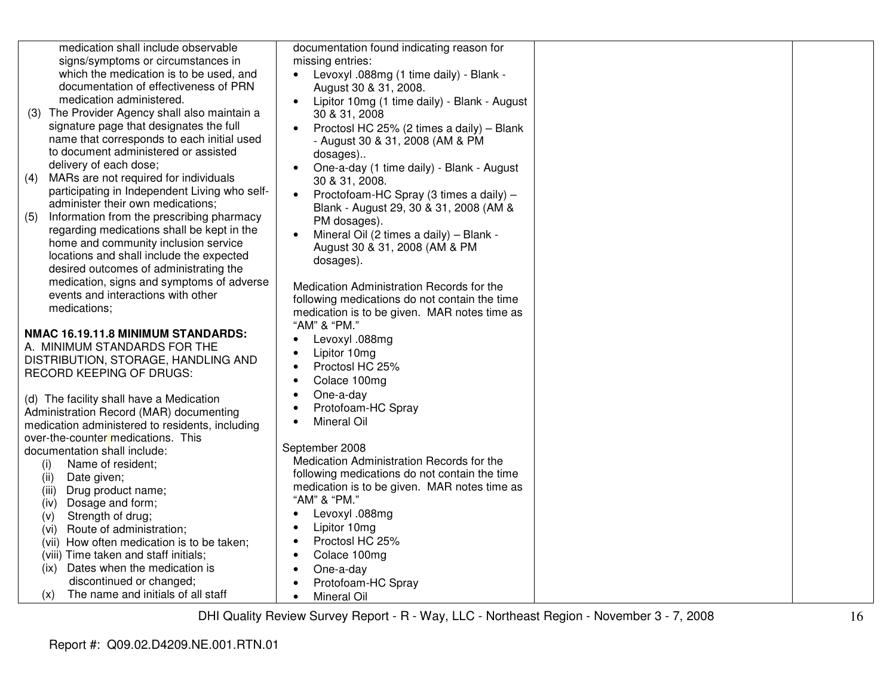| | | | |
|---|---|---|---|
| medication shall include observable signs/symptoms or circumstances in which the medication is to be used, and documentation of effectiveness of PRN medication administered.<br>(3) The Provider Agency shall also maintain a signature page that designates the full name that corresponds to each initial used to document administered or assisted delivery of each dose;<br>(4) MARs are not required for individuals participating in Independent Living who self-administer their own medications;<br>(5) Information from the prescribing pharmacy regarding medications shall be kept in the home and community inclusion service locations and shall include the expected desired outcomes of administrating the medication, signs and symptoms of adverse events and interactions with other medications;<br><br>**NMAC 16.19.11.8 MINIMUM STANDARDS:**<br>A. MINIMUM STANDARDS FOR THE DISTRIBUTION, STORAGE, HANDLING AND RECORD KEEPING OF DRUGS:<br><br>(d) The facility shall have a Medication Administration Record (MAR) documenting medication administered to residents, including over-the-counter medications. This documentation shall include:<br>(i) Name of resident;<br>(ii) Date given;<br>(iii) Drug product name;<br>(iv) Dosage and form;<br>(v) Strength of drug;<br>(vi) Route of administration;<br>(vii) How often medication is to be taken;<br>(viii) Time taken and staff initials;<br>(ix) Dates when the medication is discontinued or changed;<br>(x) The name and initials of all staff | documentation found indicating reason for missing entries:<br>• Levoxyl .088mg (1 time daily) - Blank - August 30 & 31, 2008.<br>• Lipitor 10mg (1 time daily) - Blank - August 30 & 31, 2008<br>• Proctosl HC 25% (2 times a daily) – Blank - August 30 & 31, 2008 (AM & PM dosages)..<br>• One-a-day (1 time daily) - Blank - August 30 & 31, 2008.<br>• Proctofoam-HC Spray (3 times a daily) – Blank - August 29, 30 & 31, 2008 (AM & PM dosages).<br>• Mineral Oil (2 times a daily) – Blank - August 30 & 31, 2008 (AM & PM dosages).<br><br>Medication Administration Records for the following medications do not contain the time medication is to be given. MAR notes time as "AM" & "PM."<br>• Levoxyl .088mg<br>• Lipitor 10mg<br>• Proctosl HC 25%<br>• Colace 100mg<br>• One-a-day<br>• Protofoam-HC Spray<br>• Mineral Oil<br><br>September 2008<br>Medication Administration Records for the following medications do not contain the time medication is to be given. MAR notes time as "AM" & "PM."<br>• Levoxyl .088mg<br>• Lipitor 10mg<br>• Proctosl HC 25%<br>• Colace 100mg<br>• One-a-day<br>• Protofoam-HC Spray<br>• Mineral Oil | | |

DHI Quality Review Survey Report - R - Way, LLC - Northeast Region - November 3 - 7, 2008

Report #: Q09.02.D4209.NE.001.RTN.01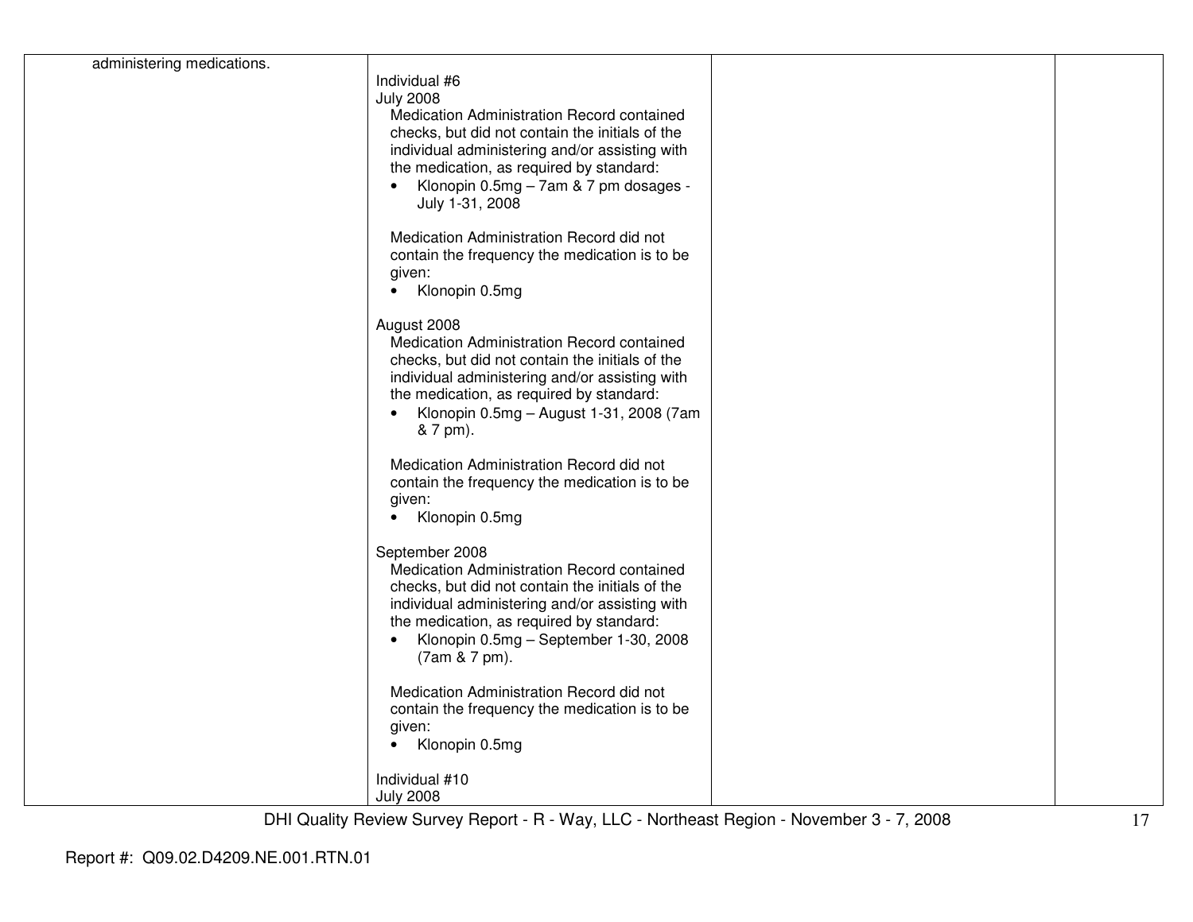| | | | |
|---|---|---|---|
| administering medications. | Individual #6<br>July 2008<br>Medication Administration Record contained checks, but did not contain the initials of the individual administering and/or assisting with the medication, as required by standard:<br>• Klonopin 0.5mg – 7am & 7 pm dosages - July 1-31, 2008<br><br>Medication Administration Record did not contain the frequency the medication is to be given:<br>• Klonopin 0.5mg<br><br>August 2008<br>Medication Administration Record contained checks, but did not contain the initials of the individual administering and/or assisting with the medication, as required by standard:<br>• Klonopin 0.5mg – August 1-31, 2008 (7am & 7 pm).<br><br>Medication Administration Record did not contain the frequency the medication is to be given:<br>• Klonopin 0.5mg<br><br>September 2008<br>Medication Administration Record contained checks, but did not contain the initials of the individual administering and/or assisting with the medication, as required by standard:<br>• Klonopin 0.5mg – September 1-30, 2008 (7am & 7 pm).<br><br>Medication Administration Record did not contain the frequency the medication is to be given:<br>• Klonopin 0.5mg<br><br>Individual #10<br>July 2008 | | |

DHI Quality Review Survey Report - R - Way, LLC - Northeast Region - November 3 - 7, 2008

Report #: Q09.02.D4209.NE.001.RTN.01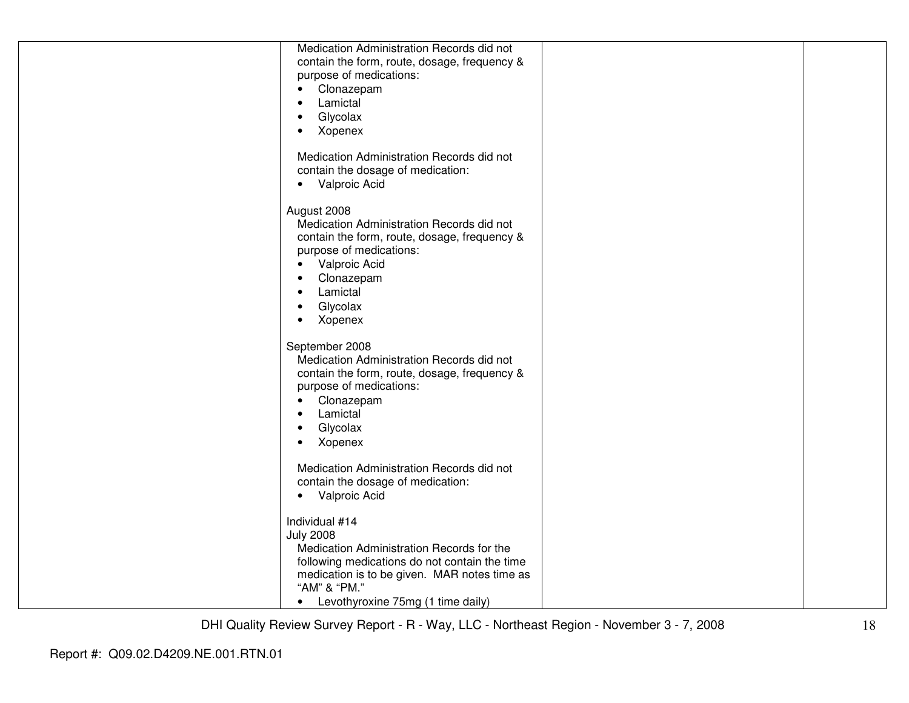| | | | |
|---|---|---|---|
| | Medication Administration Records did not contain the form, route, dosage, frequency & purpose of medications:<br>• Clonazepam<br>• Lamictal<br>• Glycolax<br>• Xopenex<br><br>Medication Administration Records did not contain the dosage of medication:<br>• Valproic Acid<br><br>August 2008<br>Medication Administration Records did not contain the form, route, dosage, frequency & purpose of medications:<br>• Valproic Acid<br>• Clonazepam<br>• Lamictal<br>• Glycolax<br>• Xopenex<br><br>September 2008<br>Medication Administration Records did not contain the form, route, dosage, frequency & purpose of medications:<br>• Clonazepam<br>• Lamictal<br>• Glycolax<br>• Xopenex<br><br>Medication Administration Records did not contain the dosage of medication:<br>• Valproic Acid<br><br>Individual #14<br>July 2008<br>Medication Administration Records for the following medications do not contain the time medication is to be given. MAR notes time as "AM" & "PM."<br>• Levothyroxine 75mg (1 time daily) | | |

Report #: Q09.02.D4209.NE.001.RTN.01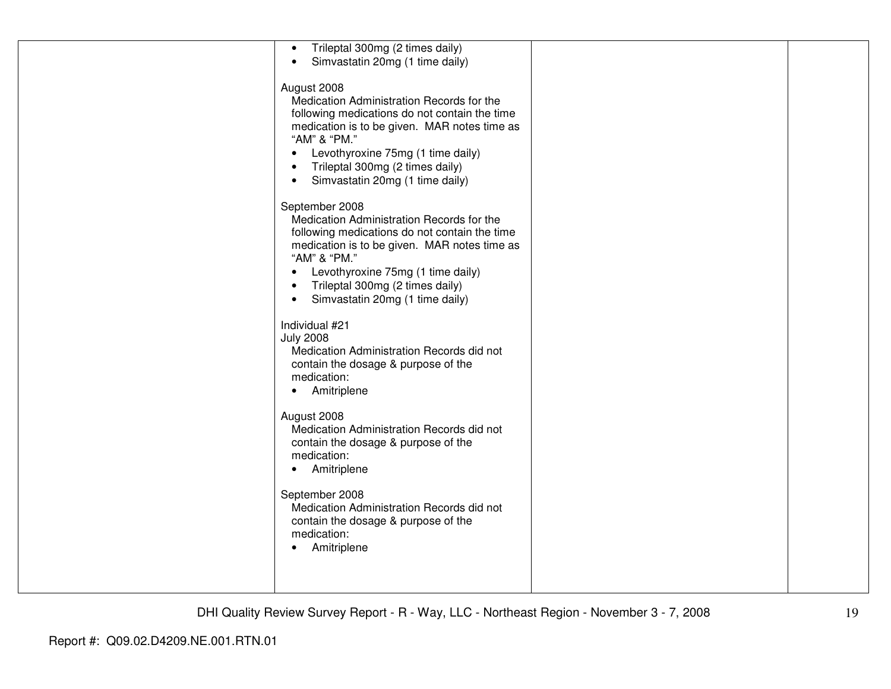| | | | |
|---|---|---|---|
| | • Trileptal 300mg (2 times daily)<br>• Simvastatin 20mg (1 time daily)<br><br>August 2008<br>Medication Administration Records for the following medications do not contain the time medication is to be given. MAR notes time as "AM" & "PM."<br>• Levothyroxine 75mg (1 time daily)<br>• Trileptal 300mg (2 times daily)<br>• Simvastatin 20mg (1 time daily)<br><br>September 2008<br>Medication Administration Records for the following medications do not contain the time medication is to be given. MAR notes time as "AM" & "PM."<br>• Levothyroxine 75mg (1 time daily)<br>• Trileptal 300mg (2 times daily)<br>• Simvastatin 20mg (1 time daily)<br><br>Individual #21<br>July 2008<br>Medication Administration Records did not contain the dosage & purpose of the medication:<br>• Amitriplene<br><br>August 2008<br>Medication Administration Records did not contain the dosage & purpose of the medication:<br>• Amitriplene<br><br>September 2008<br>Medication Administration Records did not contain the dosage & purpose of the medication:<br>• Amitriplene | | |

DHI Quality Review Survey Report - R - Way, LLC - Northeast Region - November 3 - 7, 2008

Report #: Q09.02.D4209.NE.001.RTN.01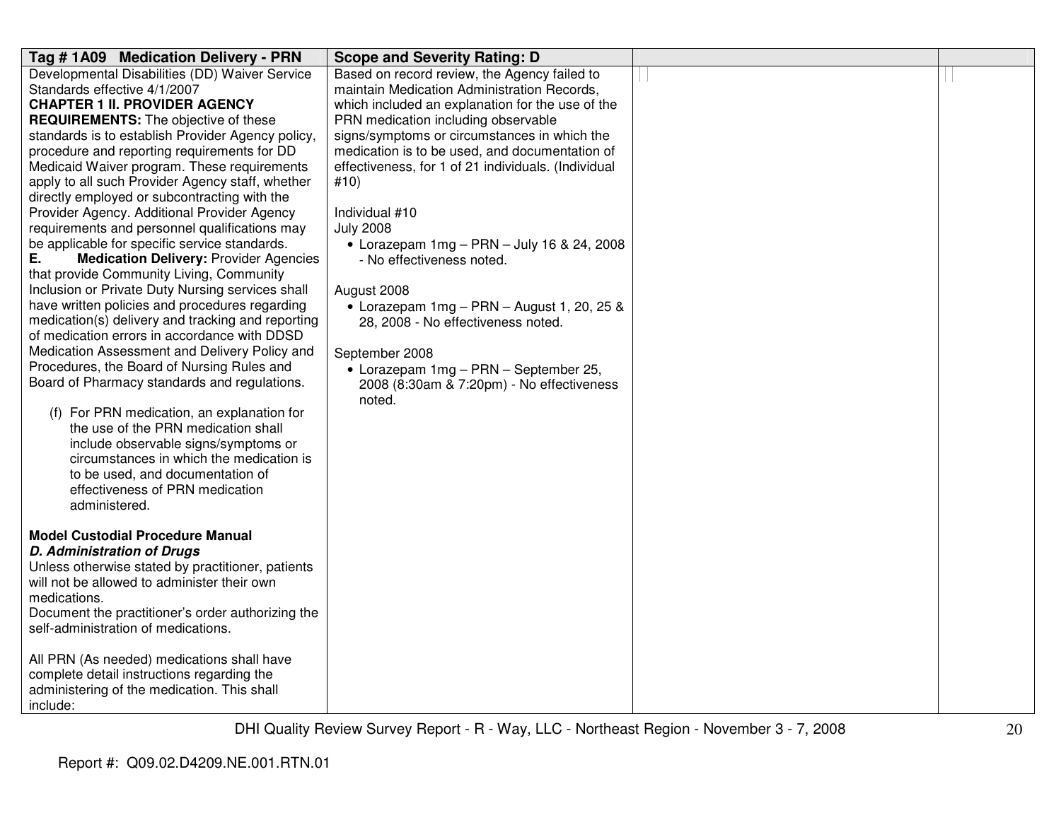| Tag # 1A09 Medication Delivery - PRN | Scope and Severity Rating: D | | |
|---|---|---|---|
| Developmental Disabilities (DD) Waiver Service Standards effective 4/1/2007<br>**CHAPTER 1 II. PROVIDER AGENCY REQUIREMENTS:** The objective of these standards is to establish Provider Agency policy, procedure and reporting requirements for DD Medicaid Waiver program. These requirements apply to all such Provider Agency staff, whether directly employed or subcontracting with the Provider Agency. Additional Provider Agency requirements and personnel qualifications may be applicable for specific service standards.<br>**E. Medication Delivery:** Provider Agencies that provide Community Living, Community Inclusion or Private Duty Nursing services shall have written policies and procedures regarding medication(s) delivery and tracking and reporting of medication errors in accordance with DDSD Medication Assessment and Delivery Policy and Procedures, the Board of Nursing Rules and Board of Pharmacy standards and regulations.<br><br>(f) For PRN medication, an explanation for the use of the PRN medication shall include observable signs/symptoms or circumstances in which the medication is to be used, and documentation of effectiveness of PRN medication administered.<br><br>**Model Custodial Procedure Manual**<br>***D. Administration of Drugs***<br>Unless otherwise stated by practitioner, patients will not be allowed to administer their own medications.<br>Document the practitioner's order authorizing the self-administration of medications.<br><br>All PRN (As needed) medications shall have complete detail instructions regarding the administering of the medication. This shall include: | Based on record review, the Agency failed to maintain Medication Administration Records, which included an explanation for the use of the PRN medication including observable signs/symptoms or circumstances in which the medication is to be used, and documentation of effectiveness, for 1 of 21 individuals. (Individual #10)<br><br>Individual #10<br>July 2008<br>• Lorazepam 1mg – PRN – July 16 & 24, 2008 - No effectiveness noted.<br><br>August 2008<br>• Lorazepam 1mg – PRN – August 1, 20, 25 & 28, 2008 - No effectiveness noted.<br><br>September 2008<br>• Lorazepam 1mg – PRN – September 25, 2008 (8:30am & 7:20pm) - No effectiveness noted. | | |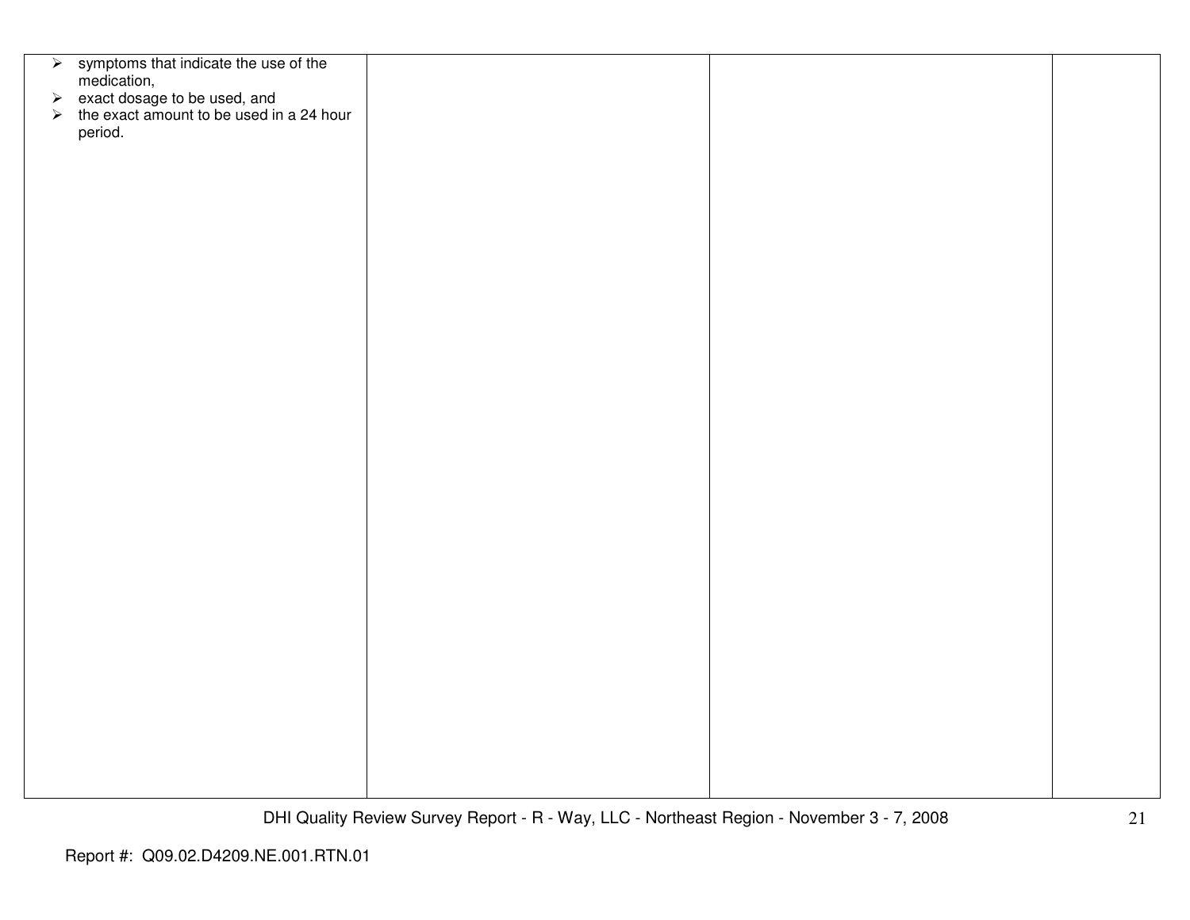| | | | |
|---|---|---|---|
| - symptoms that indicate the use of the medication,<br>- exact dosage to be used, and<br>- the exact amount to be used in a 24 hour period. | | | |

Report #: Q09.02.D4209.NE.001.RTN.01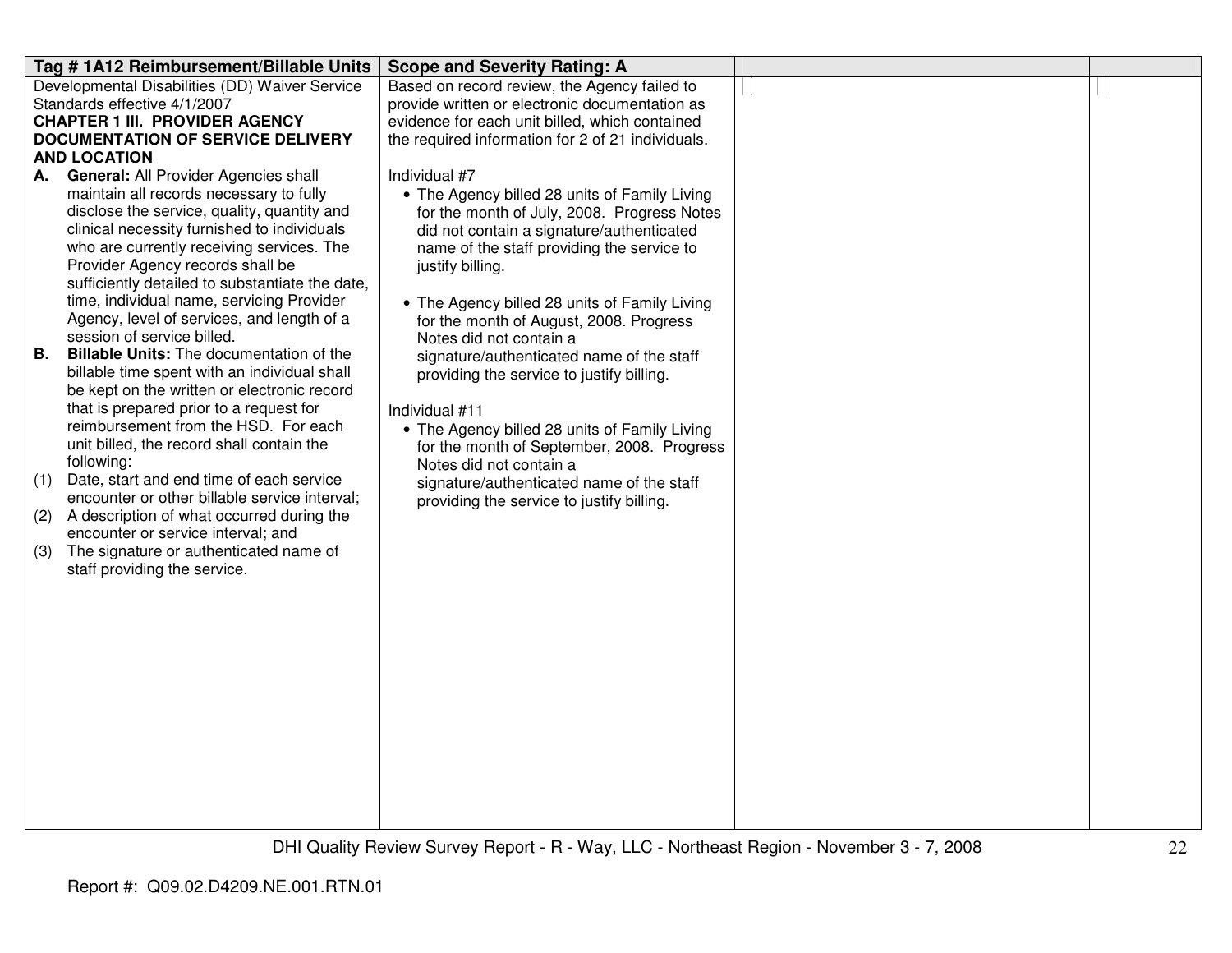| Tag # 1A12 Reimbursement/Billable Units | Scope and Severity Rating: A | | |
|---|---|---|---|
| Developmental Disabilities (DD) Waiver Service Standards effective 4/1/2007<br>**CHAPTER 1 III. PROVIDER AGENCY DOCUMENTATION OF SERVICE DELIVERY AND LOCATION**<br>**A. General:** All Provider Agencies shall maintain all records necessary to fully disclose the service, quality, quantity and clinical necessity furnished to individuals who are currently receiving services. The Provider Agency records shall be sufficiently detailed to substantiate the date, time, individual name, servicing Provider Agency, level of services, and length of a session of service billed.<br>**B. Billable Units:** The documentation of the billable time spent with an individual shall be kept on the written or electronic record that is prepared prior to a request for reimbursement from the HSD. For each unit billed, the record shall contain the following:<br>(1) Date, start and end time of each service encounter or other billable service interval;<br>(2) A description of what occurred during the encounter or service interval; and<br>(3) The signature or authenticated name of staff providing the service. | Based on record review, the Agency failed to provide written or electronic documentation as evidence for each unit billed, which contained the required information for 2 of 21 individuals.<br><br>Individual #7<br>• The Agency billed 28 units of Family Living for the month of July, 2008. Progress Notes did not contain a signature/authenticated name of the staff providing the service to justify billing.<br><br>• The Agency billed 28 units of Family Living for the month of August, 2008. Progress Notes did not contain a signature/authenticated name of the staff providing the service to justify billing.<br><br>Individual #11<br>• The Agency billed 28 units of Family Living for the month of September, 2008. Progress Notes did not contain a signature/authenticated name of the staff providing the service to justify billing. | | |

Report #: Q09.02.D4209.NE.001.RTN.01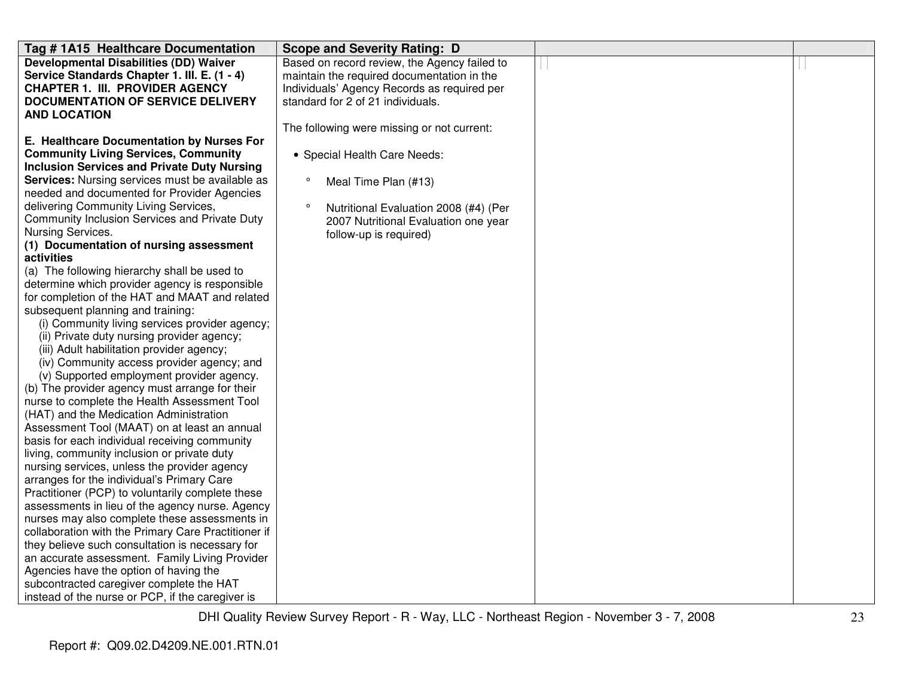| Tag # 1A15 Healthcare Documentation | Scope and Severity Rating: D | | |
|---|---|---|---|
| **Developmental Disabilities (DD) Waiver Service Standards Chapter 1. III. E. (1 - 4) CHAPTER 1. III. PROVIDER AGENCY DOCUMENTATION OF SERVICE DELIVERY AND LOCATION**<br><br>**E. Healthcare Documentation by Nurses For Community Living Services, Community Inclusion Services and Private Duty Nursing Services:** Nursing services must be available as needed and documented for Provider Agencies delivering Community Living Services, Community Inclusion Services and Private Duty Nursing Services.<br>**(1) Documentation of nursing assessment activities**<br>(a) The following hierarchy shall be used to determine which provider agency is responsible for completion of the HAT and MAAT and related subsequent planning and training:<br>(i) Community living services provider agency;<br>(ii) Private duty nursing provider agency;<br>(iii) Adult habilitation provider agency;<br>(iv) Community access provider agency; and<br>(v) Supported employment provider agency.<br>(b) The provider agency must arrange for their nurse to complete the Health Assessment Tool (HAT) and the Medication Administration Assessment Tool (MAAT) on at least an annual basis for each individual receiving community living, community inclusion or private duty nursing services, unless the provider agency arranges for the individual's Primary Care Practitioner (PCP) to voluntarily complete these assessments in lieu of the agency nurse. Agency nurses may also complete these assessments in collaboration with the Primary Care Practitioner if they believe such consultation is necessary for an accurate assessment. Family Living Provider Agencies have the option of having the subcontracted caregiver complete the HAT instead of the nurse or PCP, if the caregiver is | Based on record review, the Agency failed to maintain the required documentation in the Individuals' Agency Records as required per standard for 2 of 21 individuals.<br><br>The following were missing or not current:<br><br>• Special Health Care Needs:<br><br>° Meal Time Plan (#13)<br><br>° Nutritional Evaluation 2008 (#4) (Per 2007 Nutritional Evaluation one year follow-up is required) | | |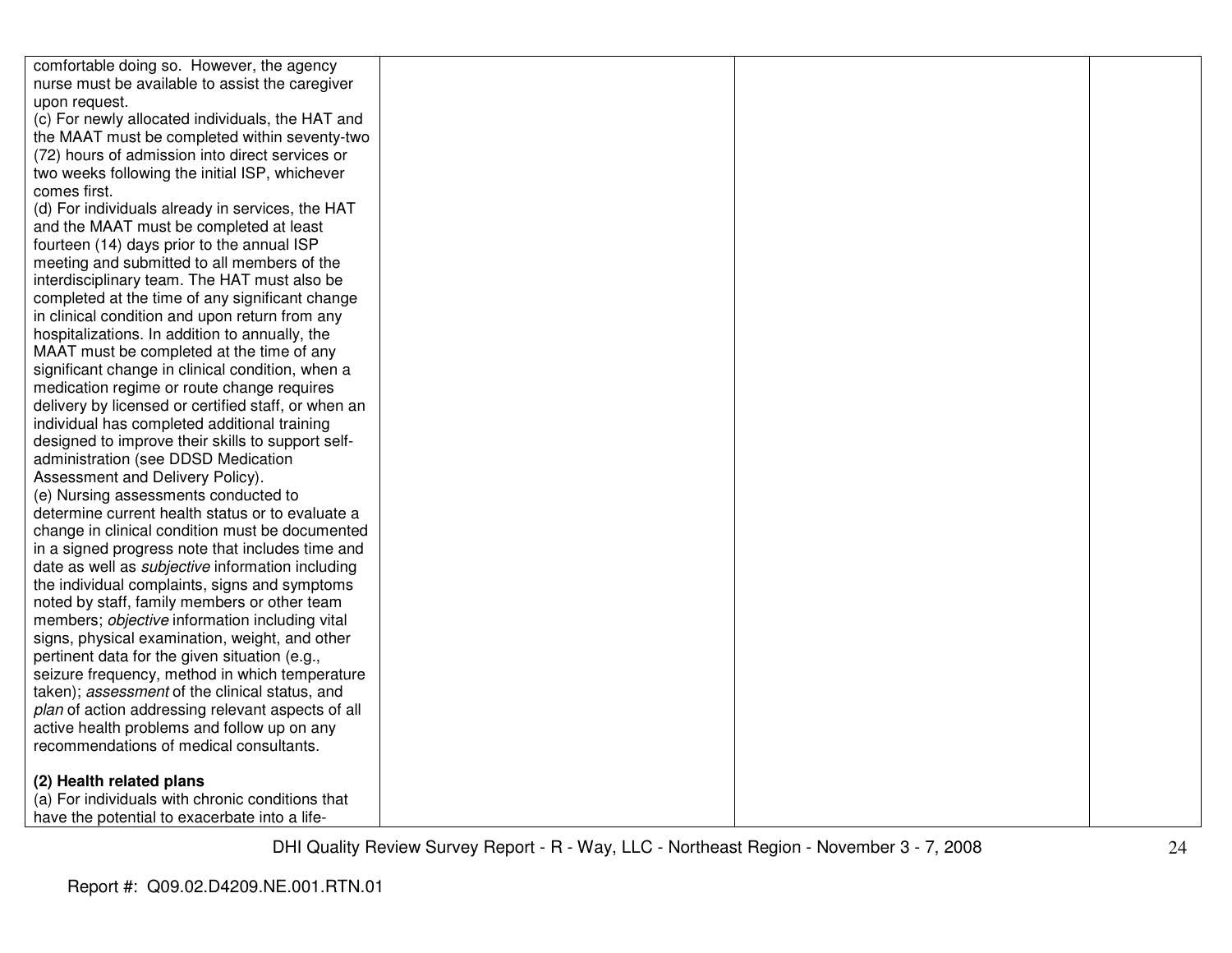| | | | |
|---|---|---|---|
| comfortable doing so. However, the agency nurse must be available to assist the caregiver upon request.<br>(c) For newly allocated individuals, the HAT and the MAAT must be completed within seventy-two (72) hours of admission into direct services or two weeks following the initial ISP, whichever comes first.<br>(d) For individuals already in services, the HAT and the MAAT must be completed at least fourteen (14) days prior to the annual ISP meeting and submitted to all members of the interdisciplinary team. The HAT must also be completed at the time of any significant change in clinical condition and upon return from any hospitalizations. In addition to annually, the MAAT must be completed at the time of any significant change in clinical condition, when a medication regime or route change requires delivery by licensed or certified staff, or when an individual has completed additional training designed to improve their skills to support self-administration (see DDSD Medication Assessment and Delivery Policy).<br>(e) Nursing assessments conducted to determine current health status or to evaluate a change in clinical condition must be documented in a signed progress note that includes time and date as well as *subjective* information including the individual complaints, signs and symptoms noted by staff, family members or other team members; *objective* information including vital signs, physical examination, weight, and other pertinent data for the given situation (e.g., seizure frequency, method in which temperature taken); *assessment* of the clinical status, and *plan* of action addressing relevant aspects of all active health problems and follow up on any recommendations of medical consultants.<br><br>**(2) Health related plans**<br>(a) For individuals with chronic conditions that have the potential to exacerbate into a life- | | | |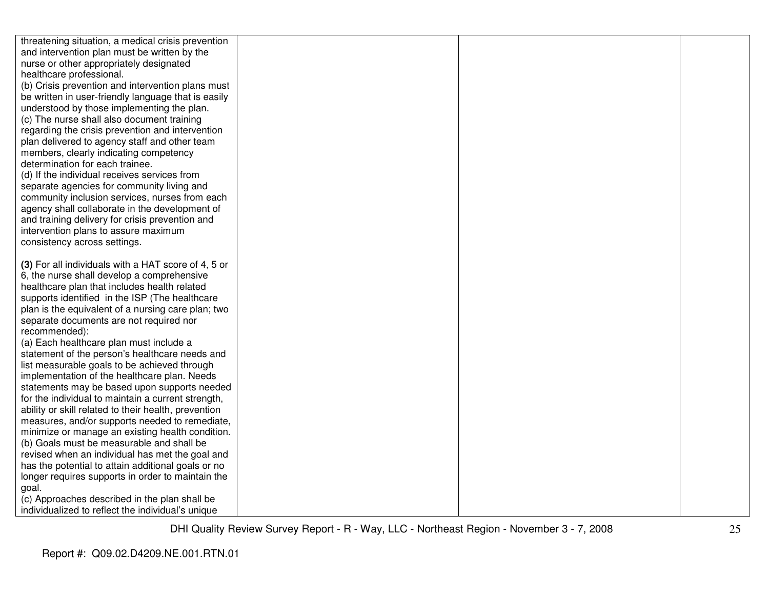| | | | |
|---|---|---|---|
| threatening situation, a medical crisis prevention and intervention plan must be written by the nurse or other appropriately designated healthcare professional.<br>(b) Crisis prevention and intervention plans must be written in user-friendly language that is easily understood by those implementing the plan.<br>(c) The nurse shall also document training regarding the crisis prevention and intervention plan delivered to agency staff and other team members, clearly indicating competency determination for each trainee.<br>(d) If the individual receives services from separate agencies for community living and community inclusion services, nurses from each agency shall collaborate in the development of and training delivery for crisis prevention and intervention plans to assure maximum consistency across settings.<br><br>**(3)** For all individuals with a HAT score of 4, 5 or 6, the nurse shall develop a comprehensive healthcare plan that includes health related supports identified in the ISP (The healthcare plan is the equivalent of a nursing care plan; two separate documents are not required nor recommended):<br>(a) Each healthcare plan must include a statement of the person's healthcare needs and list measurable goals to be achieved through implementation of the healthcare plan. Needs statements may be based upon supports needed for the individual to maintain a current strength, ability or skill related to their health, prevention measures, and/or supports needed to remediate, minimize or manage an existing health condition.<br>(b) Goals must be measurable and shall be revised when an individual has met the goal and has the potential to attain additional goals or no longer requires supports in order to maintain the goal.<br>(c) Approaches described in the plan shall be individualized to reflect the individual's unique | | | |

DHI Quality Review Survey Report - R - Way, LLC - Northeast Region - November 3 - 7, 2008

Report #: Q09.02.D4209.NE.001.RTN.01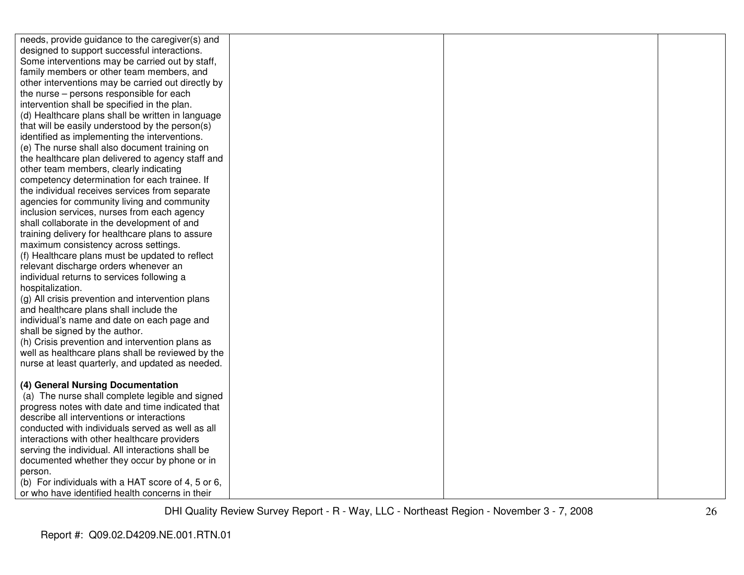| | | | |
|---|---|---|---|
| needs, provide guidance to the caregiver(s) and designed to support successful interactions. Some interventions may be carried out by staff, family members or other team members, and other interventions may be carried out directly by the nurse – persons responsible for each intervention shall be specified in the plan.<br>(d) Healthcare plans shall be written in language that will be easily understood by the person(s) identified as implementing the interventions.<br>(e) The nurse shall also document training on the healthcare plan delivered to agency staff and other team members, clearly indicating competency determination for each trainee. If the individual receives services from separate agencies for community living and community inclusion services, nurses from each agency shall collaborate in the development of and training delivery for healthcare plans to assure maximum consistency across settings.<br>(f) Healthcare plans must be updated to reflect relevant discharge orders whenever an individual returns to services following a hospitalization.<br>(g) All crisis prevention and intervention plans and healthcare plans shall include the individual's name and date on each page and shall be signed by the author.<br>(h) Crisis prevention and intervention plans as well as healthcare plans shall be reviewed by the nurse at least quarterly, and updated as needed.<br><br>**(4) General Nursing Documentation**<br>(a) The nurse shall complete legible and signed progress notes with date and time indicated that describe all interventions or interactions conducted with individuals served as well as all interactions with other healthcare providers serving the individual. All interactions shall be documented whether they occur by phone or in person.<br>(b) For individuals with a HAT score of 4, 5 or 6, or who have identified health concerns in their | | | |

DHI Quality Review Survey Report - R - Way, LLC - Northeast Region - November 3 - 7, 2008

Report #: Q09.02.D4209.NE.001.RTN.01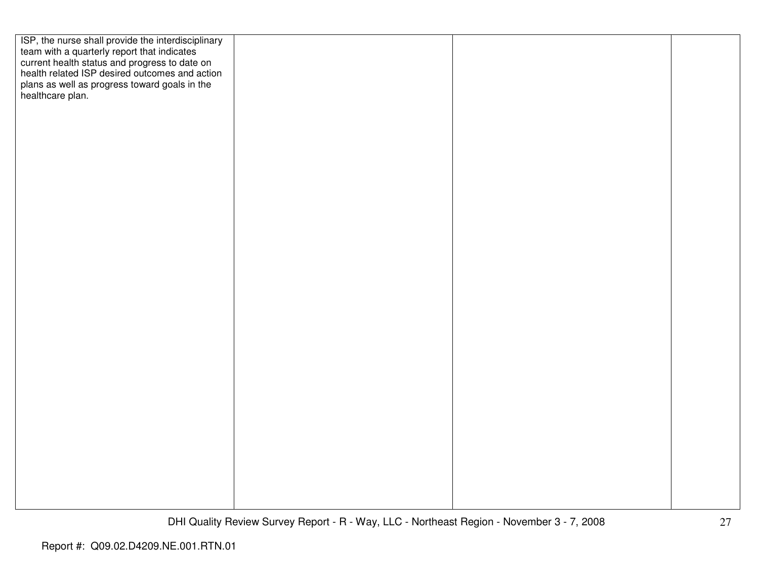| | | | |
|---|---|---|---|
| ISP, the nurse shall provide the interdisciplinary team with a quarterly report that indicates current health status and progress to date on health related ISP desired outcomes and action plans as well as progress toward goals in the healthcare plan. | | | |

Report #: Q09.02.D4209.NE.001.RTN.01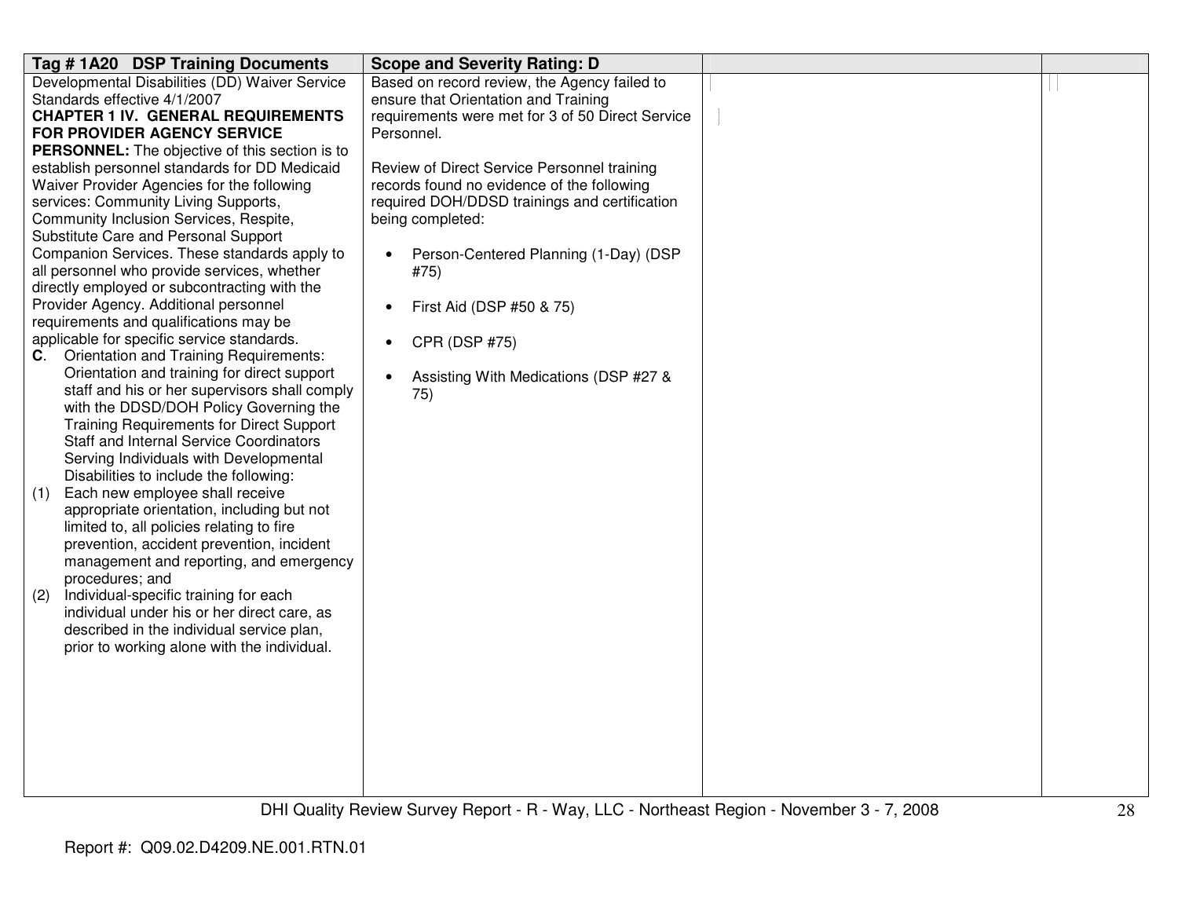| Tag # 1A20 DSP Training Documents | Scope and Severity Rating: D | | |
|---|---|---|---|
| Developmental Disabilities (DD) Waiver Service Standards effective 4/1/2007<br>**CHAPTER 1 IV. GENERAL REQUIREMENTS FOR PROVIDER AGENCY SERVICE PERSONNEL:** The objective of this section is to establish personnel standards for DD Medicaid Waiver Provider Agencies for the following services: Community Living Supports, Community Inclusion Services, Respite, Substitute Care and Personal Support Companion Services. These standards apply to all personnel who provide services, whether directly employed or subcontracting with the Provider Agency. Additional personnel requirements and qualifications may be applicable for specific service standards.<br>**C**. Orientation and Training Requirements: Orientation and training for direct support staff and his or her supervisors shall comply with the DDSD/DOH Policy Governing the Training Requirements for Direct Support Staff and Internal Service Coordinators Serving Individuals with Developmental Disabilities to include the following:<br>(1) Each new employee shall receive appropriate orientation, including but not limited to, all policies relating to fire prevention, accident prevention, incident management and reporting, and emergency procedures; and<br>(2) Individual-specific training for each individual under his or her direct care, as described in the individual service plan, prior to working alone with the individual. | Based on record review, the Agency failed to ensure that Orientation and Training requirements were met for 3 of 50 Direct Service Personnel.<br><br>Review of Direct Service Personnel training records found no evidence of the following required DOH/DDSD trainings and certification being completed:<br><br>• Person-Centered Planning (1-Day) (DSP #75)<br><br>• First Aid (DSP #50 & 75)<br><br>• CPR (DSP #75)<br><br>• Assisting With Medications (DSP #27 & 75) | | |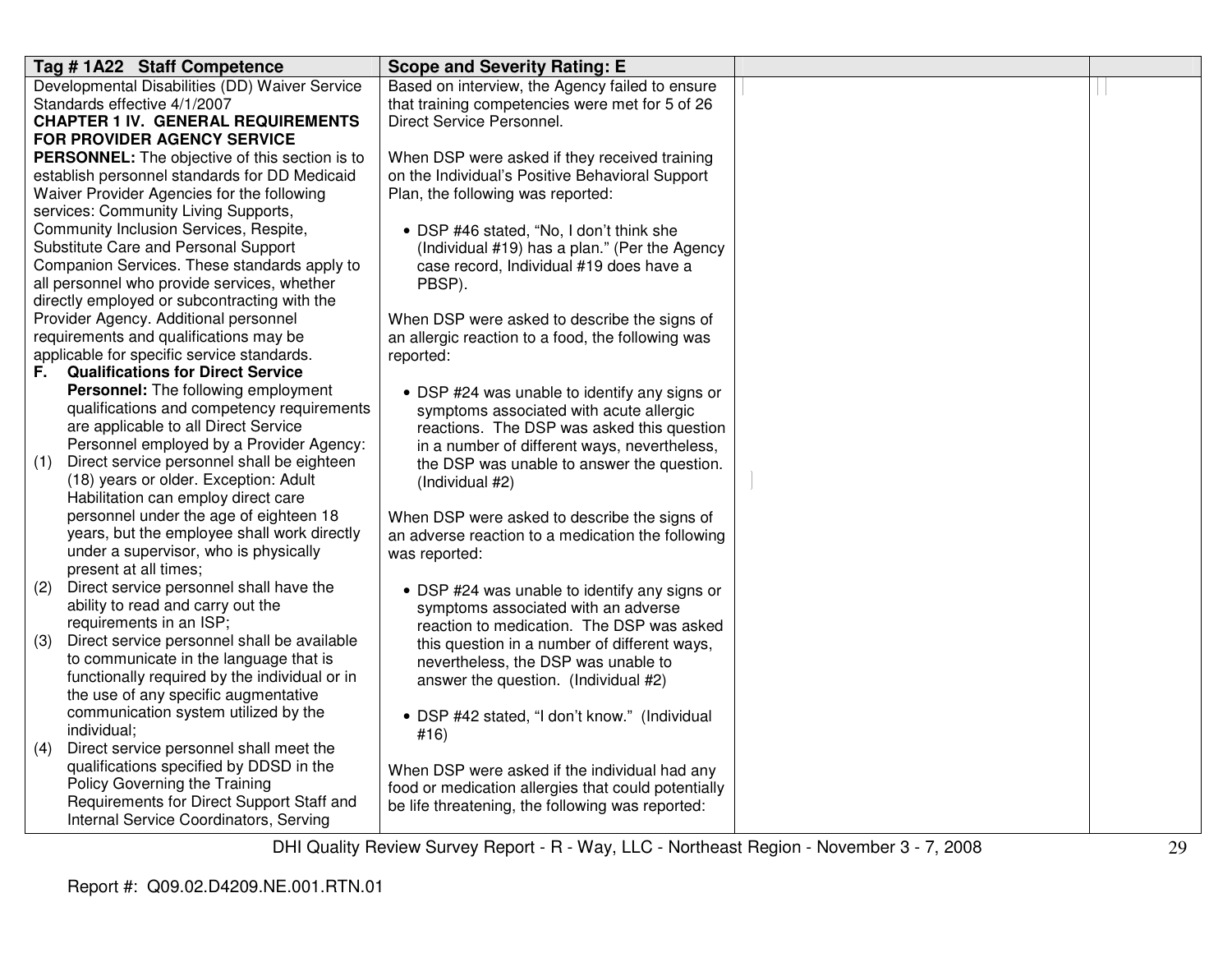| Tag # 1A22 Staff Competence | Scope and Severity Rating: E | | |
|---|---|---|---|
| Developmental Disabilities (DD) Waiver Service Standards effective 4/1/2007<br>**CHAPTER 1 IV. GENERAL REQUIREMENTS FOR PROVIDER AGENCY SERVICE PERSONNEL:** The objective of this section is to establish personnel standards for DD Medicaid Waiver Provider Agencies for the following services: Community Living Supports, Community Inclusion Services, Respite, Substitute Care and Personal Support Companion Services. These standards apply to all personnel who provide services, whether directly employed or subcontracting with the Provider Agency. Additional personnel requirements and qualifications may be applicable for specific service standards.<br>**F. Qualifications for Direct Service Personnel:** The following employment qualifications and competency requirements are applicable to all Direct Service Personnel employed by a Provider Agency:<br>(1) Direct service personnel shall be eighteen (18) years or older. Exception: Adult Habilitation can employ direct care personnel under the age of eighteen 18 years, but the employee shall work directly under a supervisor, who is physically present at all times;<br>(2) Direct service personnel shall have the ability to read and carry out the requirements in an ISP;<br>(3) Direct service personnel shall be available to communicate in the language that is functionally required by the individual or in the use of any specific augmentative communication system utilized by the individual;<br>(4) Direct service personnel shall meet the qualifications specified by DDSD in the Policy Governing the Training Requirements for Direct Support Staff and Internal Service Coordinators, Serving | Based on interview, the Agency failed to ensure that training competencies were met for 5 of 26 Direct Service Personnel.<br><br>When DSP were asked if they received training on the Individual's Positive Behavioral Support Plan, the following was reported:<br><br>• DSP #46 stated, "No, I don't think she (Individual #19) has a plan." (Per the Agency case record, Individual #19 does have a PBSP).<br><br>When DSP were asked to describe the signs of an allergic reaction to a food, the following was reported:<br><br>• DSP #24 was unable to identify any signs or symptoms associated with acute allergic reactions. The DSP was asked this question in a number of different ways, nevertheless, the DSP was unable to answer the question. (Individual #2)<br><br>When DSP were asked to describe the signs of an adverse reaction to a medication the following was reported:<br><br>• DSP #24 was unable to identify any signs or symptoms associated with an adverse reaction to medication. The DSP was asked this question in a number of different ways, nevertheless, the DSP was unable to answer the question. (Individual #2)<br><br>• DSP #42 stated, "I don't know." (Individual #16)<br><br>When DSP were asked if the individual had any food or medication allergies that could potentially be life threatening, the following was reported: | | |

DHI Quality Review Survey Report - R - Way, LLC - Northeast Region - November 3 - 7, 2008

Report #: Q09.02.D4209.NE.001.RTN.01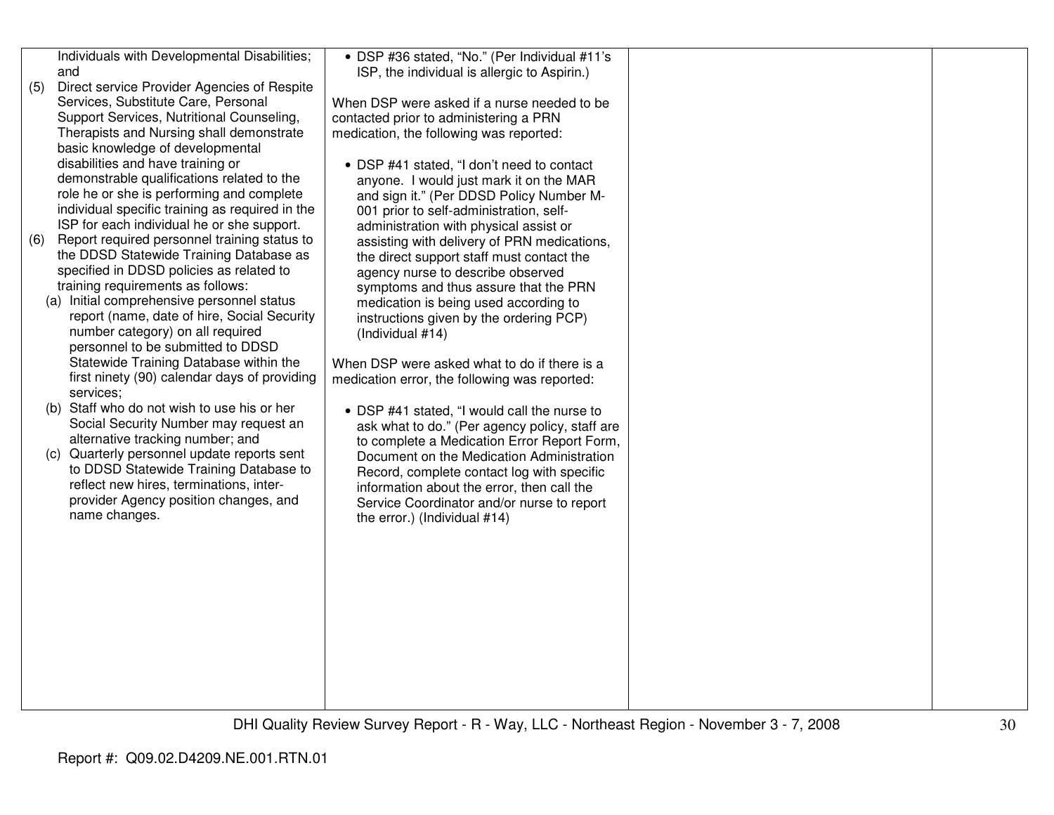| | | | |
|---|---|---|---|
| Individuals with Developmental Disabilities; and<br>(5) Direct service Provider Agencies of Respite Services, Substitute Care, Personal Support Services, Nutritional Counseling, Therapists and Nursing shall demonstrate basic knowledge of developmental disabilities and have training or demonstrable qualifications related to the role he or she is performing and complete individual specific training as required in the ISP for each individual he or she support.<br>(6) Report required personnel training status to the DDSD Statewide Training Database as specified in DDSD policies as related to training requirements as follows:<br>(a) Initial comprehensive personnel status report (name, date of hire, Social Security number category) on all required personnel to be submitted to DDSD Statewide Training Database within the first ninety (90) calendar days of providing services;<br>(b) Staff who do not wish to use his or her Social Security Number may request an alternative tracking number; and<br>(c) Quarterly personnel update reports sent to DDSD Statewide Training Database to reflect new hires, terminations, inter-provider Agency position changes, and name changes. | • DSP #36 stated, "No." (Per Individual #11's ISP, the individual is allergic to Aspirin.)<br><br>When DSP were asked if a nurse needed to be contacted prior to administering a PRN medication, the following was reported:<br><br>• DSP #41 stated, "I don't need to contact anyone. I would just mark it on the MAR and sign it." (Per DDSD Policy Number M-001 prior to self-administration, self-administration with physical assist or assisting with delivery of PRN medications, the direct support staff must contact the agency nurse to describe observed symptoms and thus assure that the PRN medication is being used according to instructions given by the ordering PCP) (Individual #14)<br><br>When DSP were asked what to do if there is a medication error, the following was reported:<br><br>• DSP #41 stated, "I would call the nurse to ask what to do." (Per agency policy, staff are to complete a Medication Error Report Form, Document on the Medication Administration Record, complete contact log with specific information about the error, then call the Service Coordinator and/or nurse to report the error.) (Individual #14) | | |

Report #: Q09.02.D4209.NE.001.RTN.01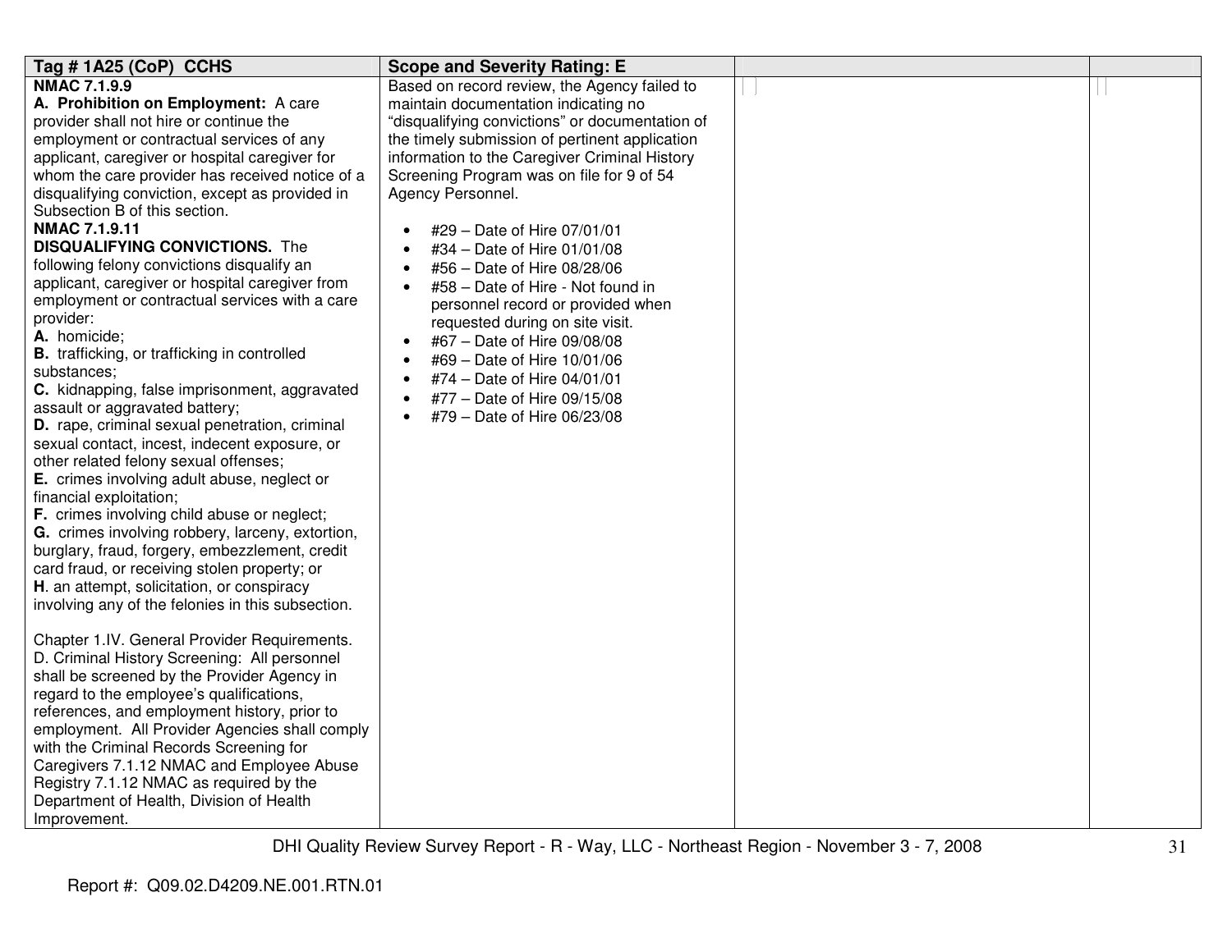| Tag # 1A25 (CoP) CCHS | Scope and Severity Rating: E | | |
|---|---|---|---|
| **NMAC 7.1.9.9**<br>**A. Prohibition on Employment:** A care provider shall not hire or continue the employment or contractual services of any applicant, caregiver or hospital caregiver for whom the care provider has received notice of a disqualifying conviction, except as provided in Subsection B of this section.<br>**NMAC 7.1.9.11**<br>**DISQUALIFYING CONVICTIONS.** The following felony convictions disqualify an applicant, caregiver or hospital caregiver from employment or contractual services with a care provider:<br>**A.** homicide;<br>**B.** trafficking, or trafficking in controlled substances;<br>**C.** kidnapping, false imprisonment, aggravated assault or aggravated battery;<br>**D.** rape, criminal sexual penetration, criminal sexual contact, incest, indecent exposure, or other related felony sexual offenses;<br>**E.** crimes involving adult abuse, neglect or financial exploitation;<br>**F.** crimes involving child abuse or neglect;<br>**G.** crimes involving robbery, larceny, extortion, burglary, fraud, forgery, embezzlement, credit card fraud, or receiving stolen property; or<br>**H**. an attempt, solicitation, or conspiracy involving any of the felonies in this subsection.<br><br>Chapter 1.IV. General Provider Requirements. D. Criminal History Screening: All personnel shall be screened by the Provider Agency in regard to the employee's qualifications, references, and employment history, prior to employment. All Provider Agencies shall comply with the Criminal Records Screening for Caregivers 7.1.12 NMAC and Employee Abuse Registry 7.1.12 NMAC as required by the Department of Health, Division of Health Improvement. | Based on record review, the Agency failed to maintain documentation indicating no "disqualifying convictions" or documentation of the timely submission of pertinent application information to the Caregiver Criminal History Screening Program was on file for 9 of 54 Agency Personnel.<br><br>• #29 – Date of Hire 07/01/01<br>• #34 – Date of Hire 01/01/08<br>• #56 – Date of Hire 08/28/06<br>• #58 – Date of Hire - Not found in personnel record or provided when requested during on site visit.<br>• #67 – Date of Hire 09/08/08<br>• #69 – Date of Hire 10/01/06<br>• #74 – Date of Hire 04/01/01<br>• #77 – Date of Hire 09/15/08<br>• #79 – Date of Hire 06/23/08 | | |

DHI Quality Review Survey Report - R - Way, LLC - Northeast Region - November 3 - 7, 2008

Report #: Q09.02.D4209.NE.001.RTN.01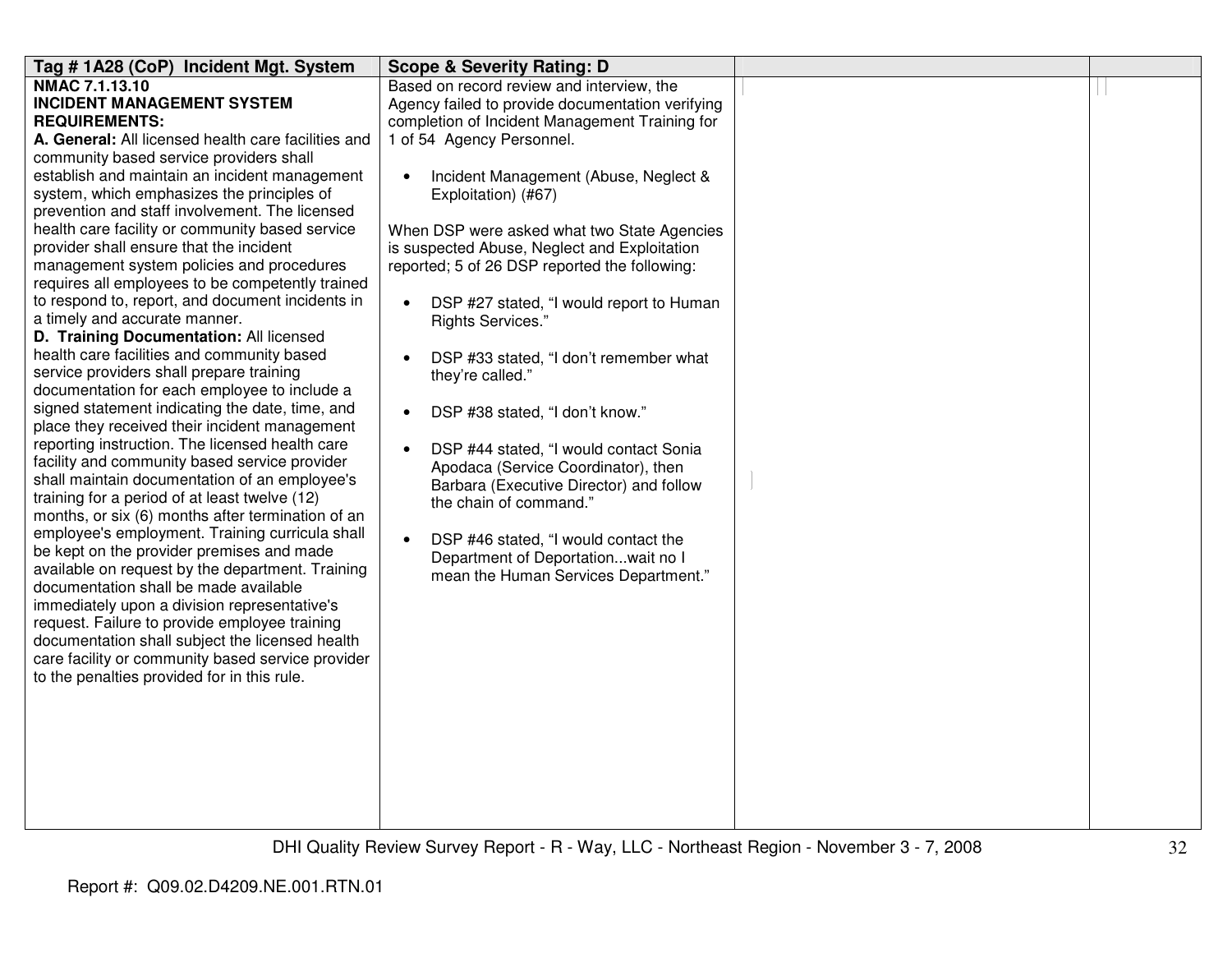| Tag # 1A28 (CoP) Incident Mgt. System | Scope & Severity Rating: D | | |
|---|---|---|---|
| **NMAC 7.1.13.10**<br>**INCIDENT MANAGEMENT SYSTEM REQUIREMENTS:**<br>**A. General:** All licensed health care facilities and community based service providers shall establish and maintain an incident management system, which emphasizes the principles of prevention and staff involvement. The licensed health care facility or community based service provider shall ensure that the incident management system policies and procedures requires all employees to be competently trained to respond to, report, and document incidents in a timely and accurate manner.<br>**D. Training Documentation:** All licensed health care facilities and community based service providers shall prepare training documentation for each employee to include a signed statement indicating the date, time, and place they received their incident management reporting instruction. The licensed health care facility and community based service provider shall maintain documentation of an employee's training for a period of at least twelve (12) months, or six (6) months after termination of an employee's employment. Training curricula shall be kept on the provider premises and made available on request by the department. Training documentation shall be made available immediately upon a division representative's request. Failure to provide employee training documentation shall subject the licensed health care facility or community based service provider to the penalties provided for in this rule. | Based on record review and interview, the Agency failed to provide documentation verifying completion of Incident Management Training for 1 of 54 Agency Personnel.<br><br>• Incident Management (Abuse, Neglect & Exploitation) (#67)<br><br>When DSP were asked what two State Agencies is suspected Abuse, Neglect and Exploitation reported; 5 of 26 DSP reported the following:<br><br>• DSP #27 stated, "I would report to Human Rights Services."<br><br>• DSP #33 stated, "I don't remember what they're called."<br><br>• DSP #38 stated, "I don't know."<br><br>• DSP #44 stated, "I would contact Sonia Apodaca (Service Coordinator), then Barbara (Executive Director) and follow the chain of command."<br><br>• DSP #46 stated, "I would contact the Department of Deportation...wait no I mean the Human Services Department." | | |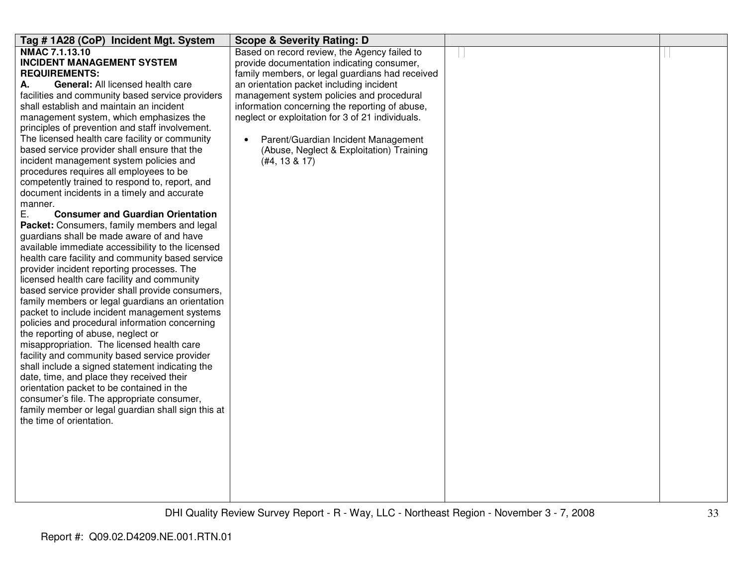| Tag # 1A28 (CoP) Incident Mgt. System | Scope & Severity Rating: D | | |
|---|---|---|---|
| **NMAC 7.1.13.10**<br>**INCIDENT MANAGEMENT SYSTEM REQUIREMENTS:**<br>**A. General:** All licensed health care facilities and community based service providers shall establish and maintain an incident management system, which emphasizes the principles of prevention and staff involvement. The licensed health care facility or community based service provider shall ensure that the incident management system policies and procedures requires all employees to be competently trained to respond to, report, and document incidents in a timely and accurate manner.<br>E. **Consumer and Guardian Orientation Packet:** Consumers, family members and legal guardians shall be made aware of and have available immediate accessibility to the licensed health care facility and community based service provider incident reporting processes. The licensed health care facility and community based service provider shall provide consumers, family members or legal guardians an orientation packet to include incident management systems policies and procedural information concerning the reporting of abuse, neglect or misappropriation. The licensed health care facility and community based service provider shall include a signed statement indicating the date, time, and place they received their orientation packet to be contained in the consumer's file. The appropriate consumer, family member or legal guardian shall sign this at the time of orientation. | Based on record review, the Agency failed to provide documentation indicating consumer, family members, or legal guardians had received an orientation packet including incident management system policies and procedural information concerning the reporting of abuse, neglect or exploitation for 3 of 21 individuals.<br><br>• Parent/Guardian Incident Management (Abuse, Neglect & Exploitation) Training (#4, 13 & 17) | | |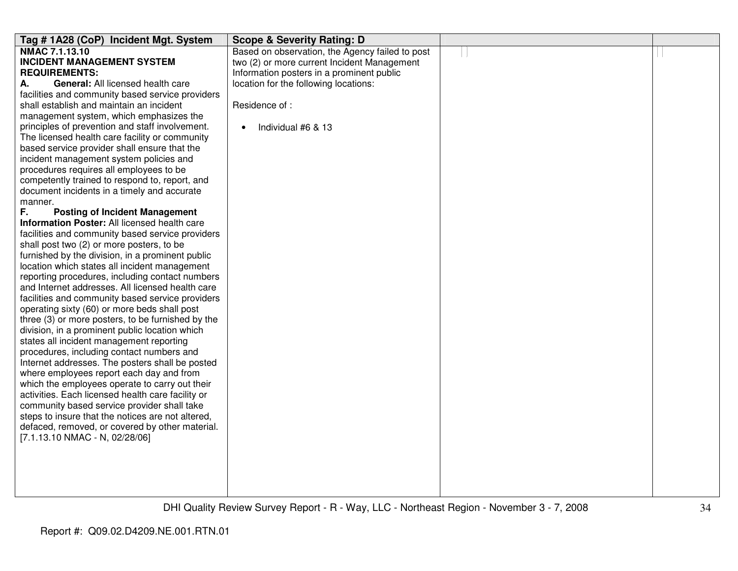| Tag # 1A28 (CoP) Incident Mgt. System | Scope & Severity Rating: D | | |
|---|---|---|---|
| **NMAC 7.1.13.10**<br>**INCIDENT MANAGEMENT SYSTEM REQUIREMENTS:**<br>**A. General:** All licensed health care facilities and community based service providers shall establish and maintain an incident management system, which emphasizes the principles of prevention and staff involvement. The licensed health care facility or community based service provider shall ensure that the incident management system policies and procedures requires all employees to be competently trained to respond to, report, and document incidents in a timely and accurate manner.<br>**F. Posting of Incident Management Information Poster:** All licensed health care facilities and community based service providers shall post two (2) or more posters, to be furnished by the division, in a prominent public location which states all incident management reporting procedures, including contact numbers and Internet addresses. All licensed health care facilities and community based service providers operating sixty (60) or more beds shall post three (3) or more posters, to be furnished by the division, in a prominent public location which states all incident management reporting procedures, including contact numbers and Internet addresses. The posters shall be posted where employees report each day and from which the employees operate to carry out their activities. Each licensed health care facility or community based service provider shall take steps to insure that the notices are not altered, defaced, removed, or covered by other material.<br>[7.1.13.10 NMAC - N, 02/28/06] | Based on observation, the Agency failed to post two (2) or more current Incident Management Information posters in a prominent public location for the following locations:<br><br>Residence of :<br><br>• Individual #6 & 13 | | |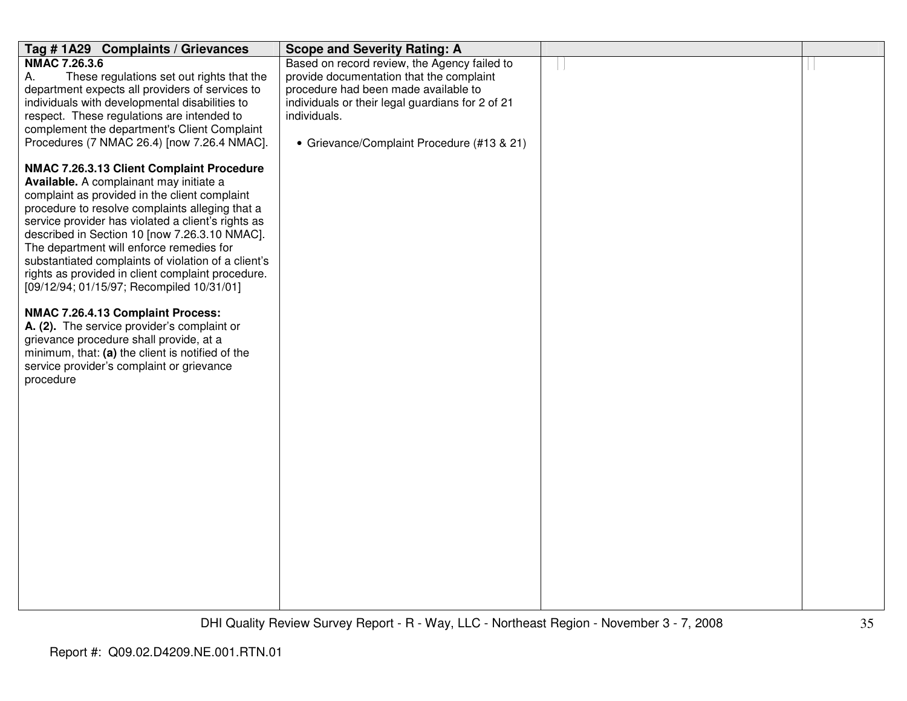| Tag # 1A29 Complaints / Grievances | Scope and Severity Rating: A | | |
|---|---|---|---|
| **NMAC 7.26.3.6**<br>A. These regulations set out rights that the department expects all providers of services to individuals with developmental disabilities to respect. These regulations are intended to complement the department's Client Complaint Procedures (7 NMAC 26.4) [now 7.26.4 NMAC].<br><br>**NMAC 7.26.3.13 Client Complaint Procedure Available.** A complainant may initiate a complaint as provided in the client complaint procedure to resolve complaints alleging that a service provider has violated a client's rights as described in Section 10 [now 7.26.3.10 NMAC]. The department will enforce remedies for substantiated complaints of violation of a client's rights as provided in client complaint procedure. [09/12/94; 01/15/97; Recompiled 10/31/01]<br><br>**NMAC 7.26.4.13 Complaint Process:**<br>**A. (2).** The service provider's complaint or grievance procedure shall provide, at a minimum, that: **(a)** the client is notified of the service provider's complaint or grievance procedure | Based on record review, the Agency failed to provide documentation that the complaint procedure had been made available to individuals or their legal guardians for 2 of 21 individuals.<br><br>• Grievance/Complaint Procedure (#13 & 21) | | |

Report #: Q09.02.D4209.NE.001.RTN.01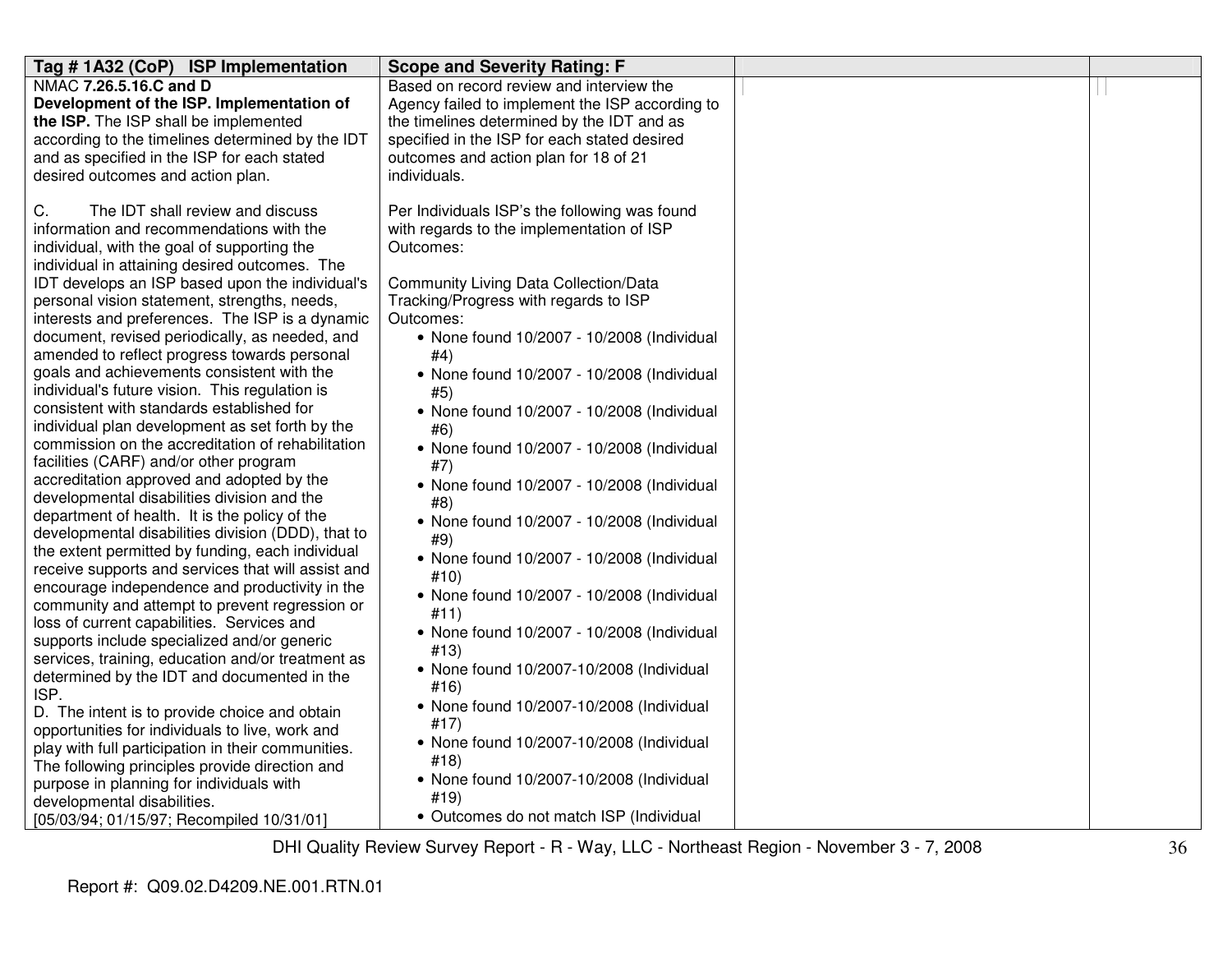| Tag # 1A32 (CoP) ISP Implementation | Scope and Severity Rating: F | | |
|---|---|---|---|
| NMAC **7.26.5.16.C and D**<br>**Development of the ISP. Implementation of the ISP.** The ISP shall be implemented according to the timelines determined by the IDT and as specified in the ISP for each stated desired outcomes and action plan.<br><br>C. The IDT shall review and discuss information and recommendations with the individual, with the goal of supporting the individual in attaining desired outcomes. The IDT develops an ISP based upon the individual's personal vision statement, strengths, needs, interests and preferences. The ISP is a dynamic document, revised periodically, as needed, and amended to reflect progress towards personal goals and achievements consistent with the individual's future vision. This regulation is consistent with standards established for individual plan development as set forth by the commission on the accreditation of rehabilitation facilities (CARF) and/or other program accreditation approved and adopted by the developmental disabilities division and the department of health. It is the policy of the developmental disabilities division (DDD), that to the extent permitted by funding, each individual receive supports and services that will assist and encourage independence and productivity in the community and attempt to prevent regression or loss of current capabilities. Services and supports include specialized and/or generic services, training, education and/or treatment as determined by the IDT and documented in the ISP.<br>D. The intent is to provide choice and obtain opportunities for individuals to live, work and play with full participation in their communities. The following principles provide direction and purpose in planning for individuals with developmental disabilities.<br>[05/03/94; 01/15/97; Recompiled 10/31/01] | Based on record review and interview the Agency failed to implement the ISP according to the timelines determined by the IDT and as specified in the ISP for each stated desired outcomes and action plan for 18 of 21 individuals.<br><br>Per Individuals ISP's the following was found with regards to the implementation of ISP Outcomes:<br><br>Community Living Data Collection/Data Tracking/Progress with regards to ISP Outcomes:<br>• None found 10/2007 - 10/2008 (Individual #4)<br>• None found 10/2007 - 10/2008 (Individual #5)<br>• None found 10/2007 - 10/2008 (Individual #6)<br>• None found 10/2007 - 10/2008 (Individual #7)<br>• None found 10/2007 - 10/2008 (Individual #8)<br>• None found 10/2007 - 10/2008 (Individual #9)<br>• None found 10/2007 - 10/2008 (Individual #10)<br>• None found 10/2007 - 10/2008 (Individual #11)<br>• None found 10/2007 - 10/2008 (Individual #13)<br>• None found 10/2007-10/2008 (Individual #16)<br>• None found 10/2007-10/2008 (Individual #17)<br>• None found 10/2007-10/2008 (Individual #18)<br>• None found 10/2007-10/2008 (Individual #19)<br>• Outcomes do not match ISP (Individual | | |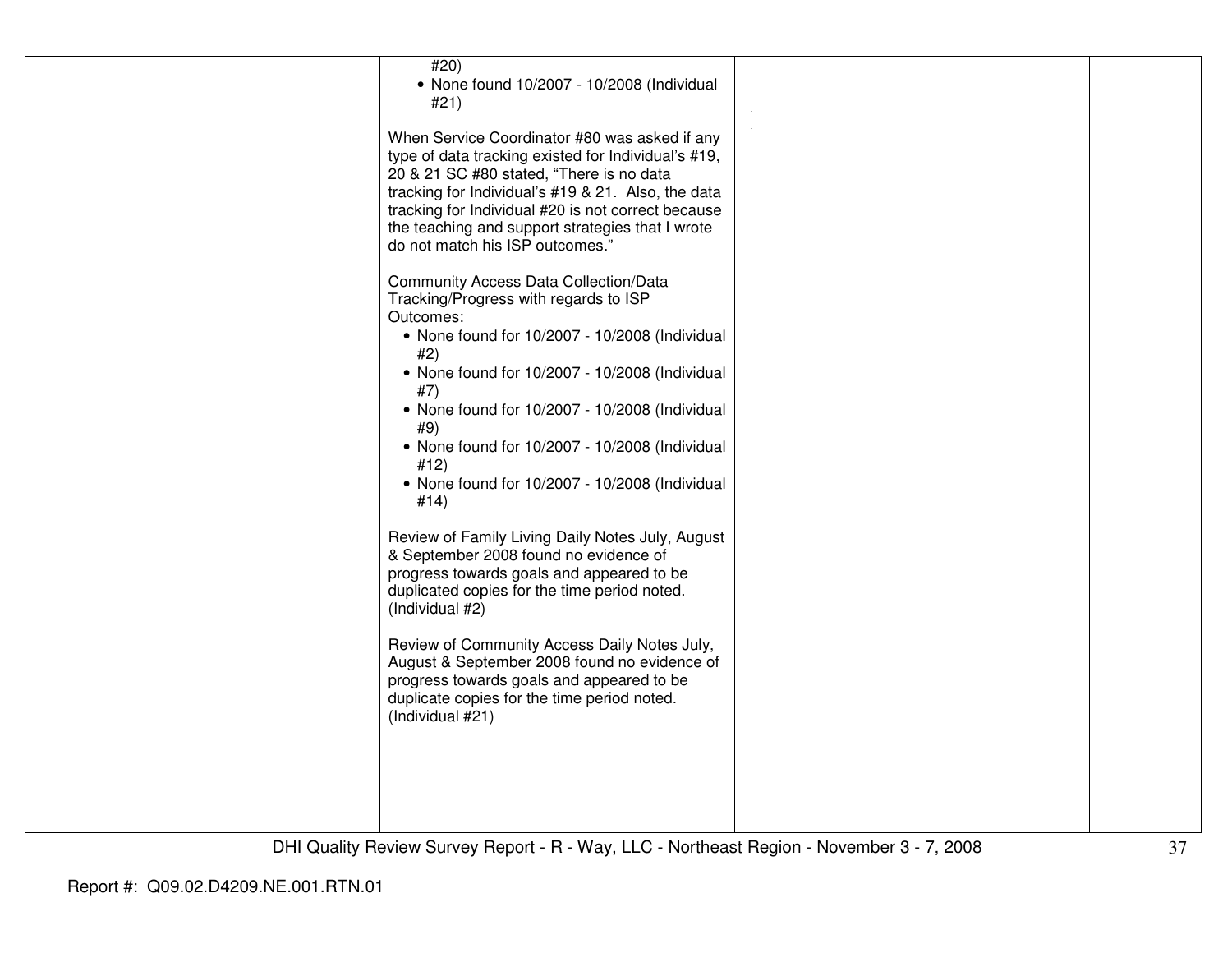| | | | |
|---|---|---|---|
| | #20)<br>• None found 10/2007 - 10/2008 (Individual #21)<br><br>When Service Coordinator #80 was asked if any type of data tracking existed for Individual's #19, 20 & 21 SC #80 stated, "There is no data tracking for Individual's #19 & 21. Also, the data tracking for Individual #20 is not correct because the teaching and support strategies that I wrote do not match his ISP outcomes."<br><br>Community Access Data Collection/Data Tracking/Progress with regards to ISP Outcomes:<br>• None found for 10/2007 - 10/2008 (Individual #2)<br>• None found for 10/2007 - 10/2008 (Individual #7)<br>• None found for 10/2007 - 10/2008 (Individual #9)<br>• None found for 10/2007 - 10/2008 (Individual #12)<br>• None found for 10/2007 - 10/2008 (Individual #14)<br><br>Review of Family Living Daily Notes July, August & September 2008 found no evidence of progress towards goals and appeared to be duplicated copies for the time period noted. (Individual #2)<br><br>Review of Community Access Daily Notes July, August & September 2008 found no evidence of progress towards goals and appeared to be duplicate copies for the time period noted. (Individual #21) | | |

Report #: Q09.02.D4209.NE.001.RTN.01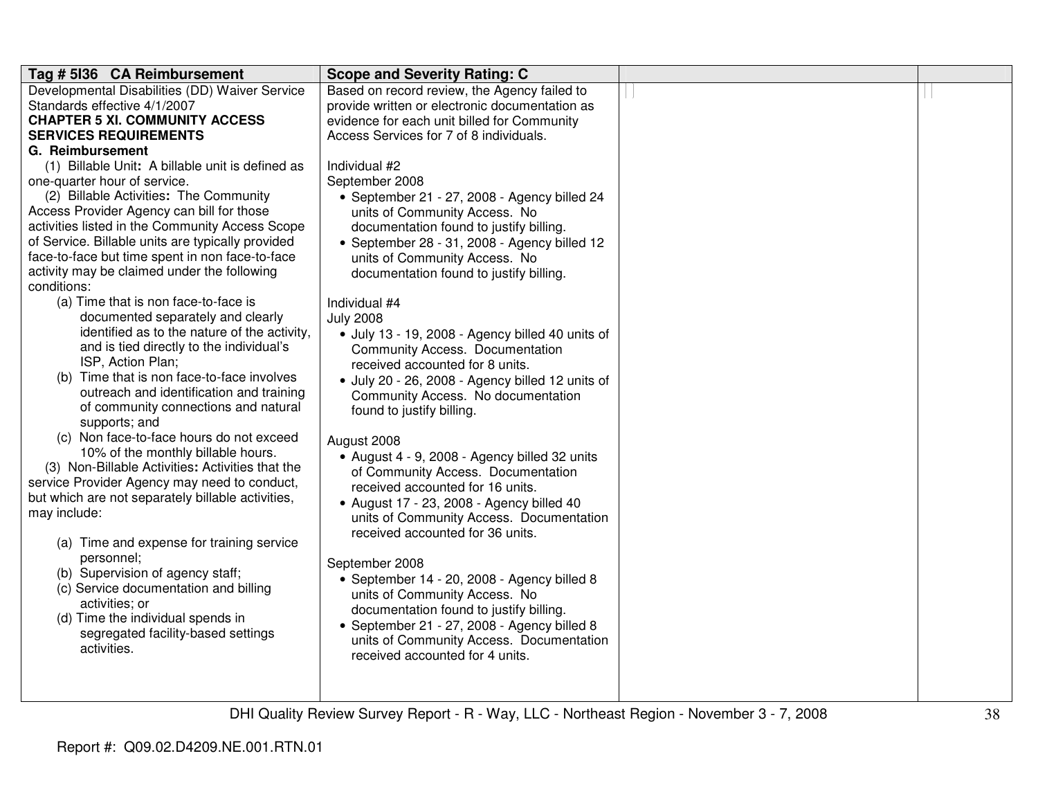| Tag # 5I36 CA Reimbursement | Scope and Severity Rating: C | | |
|---|---|---|---|
| Developmental Disabilities (DD) Waiver Service Standards effective 4/1/2007<br>**CHAPTER 5 XI. COMMUNITY ACCESS SERVICES REQUIREMENTS**<br>**G. Reimbursement**<br>(1) Billable Unit**:** A billable unit is defined as one-quarter hour of service.<br>(2) Billable Activities**:** The Community Access Provider Agency can bill for those activities listed in the Community Access Scope of Service. Billable units are typically provided face-to-face but time spent in non face-to-face activity may be claimed under the following conditions:<br>(a) Time that is non face-to-face is documented separately and clearly identified as to the nature of the activity, and is tied directly to the individual's ISP, Action Plan;<br>(b) Time that is non face-to-face involves outreach and identification and training of community connections and natural supports; and<br>(c) Non face-to-face hours do not exceed 10% of the monthly billable hours.<br>(3) Non-Billable Activities**:** Activities that the service Provider Agency may need to conduct, but which are not separately billable activities, may include:<br>(a) Time and expense for training service personnel;<br>(b) Supervision of agency staff;<br>(c) Service documentation and billing activities; or<br>(d) Time the individual spends in segregated facility-based settings activities. | Based on record review, the Agency failed to provide written or electronic documentation as evidence for each unit billed for Community Access Services for 7 of 8 individuals.<br><br>Individual #2<br>September 2008<br>• September 21 - 27, 2008 - Agency billed 24 units of Community Access. No documentation found to justify billing.<br>• September 28 - 31, 2008 - Agency billed 12 units of Community Access. No documentation found to justify billing.<br><br>Individual #4<br>July 2008<br>• July 13 - 19, 2008 - Agency billed 40 units of Community Access. Documentation received accounted for 8 units.<br>• July 20 - 26, 2008 - Agency billed 12 units of Community Access. No documentation found to justify billing.<br><br>August 2008<br>• August 4 - 9, 2008 - Agency billed 32 units of Community Access. Documentation received accounted for 16 units.<br>• August 17 - 23, 2008 - Agency billed 40 units of Community Access. Documentation received accounted for 36 units.<br><br>September 2008<br>• September 14 - 20, 2008 - Agency billed 8 units of Community Access. No documentation found to justify billing.<br>• September 21 - 27, 2008 - Agency billed 8 units of Community Access. Documentation received accounted for 4 units. | | |

DHI Quality Review Survey Report - R - Way, LLC - Northeast Region - November 3 - 7, 2008

Report #: Q09.02.D4209.NE.001.RTN.01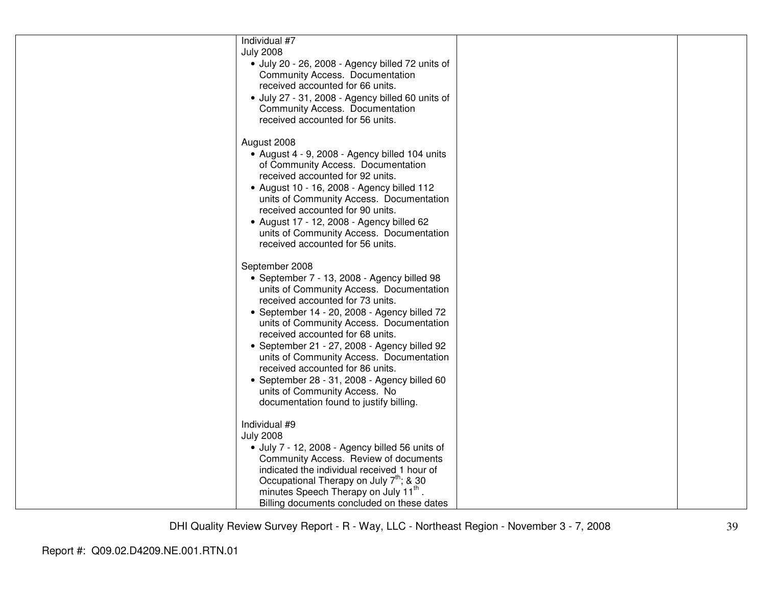| | | | |
|---|---|---|---|
| | Individual #7<br>July 2008<br>• July 20 - 26, 2008 - Agency billed 72 units of Community Access. Documentation received accounted for 66 units.<br>• July 27 - 31, 2008 - Agency billed 60 units of Community Access. Documentation received accounted for 56 units.<br><br>August 2008<br>• August 4 - 9, 2008 - Agency billed 104 units of Community Access. Documentation received accounted for 92 units.<br>• August 10 - 16, 2008 - Agency billed 112 units of Community Access. Documentation received accounted for 90 units.<br>• August 17 - 12, 2008 - Agency billed 62 units of Community Access. Documentation received accounted for 56 units.<br><br>September 2008<br>• September 7 - 13, 2008 - Agency billed 98 units of Community Access. Documentation received accounted for 73 units.<br>• September 14 - 20, 2008 - Agency billed 72 units of Community Access. Documentation received accounted for 68 units.<br>• September 21 - 27, 2008 - Agency billed 92 units of Community Access. Documentation received accounted for 86 units.<br>• September 28 - 31, 2008 - Agency billed 60 units of Community Access. No documentation found to justify billing.<br><br>Individual #9<br>July 2008<br>• July 7 - 12, 2008 - Agency billed 56 units of Community Access. Review of documents indicated the individual received 1 hour of Occupational Therapy on July 7th; & 30 minutes Speech Therapy on July 11th. Billing documents concluded on these dates | | |

DHI Quality Review Survey Report - R - Way, LLC - Northeast Region - November 3 - 7, 2008

Report #: Q09.02.D4209.NE.001.RTN.01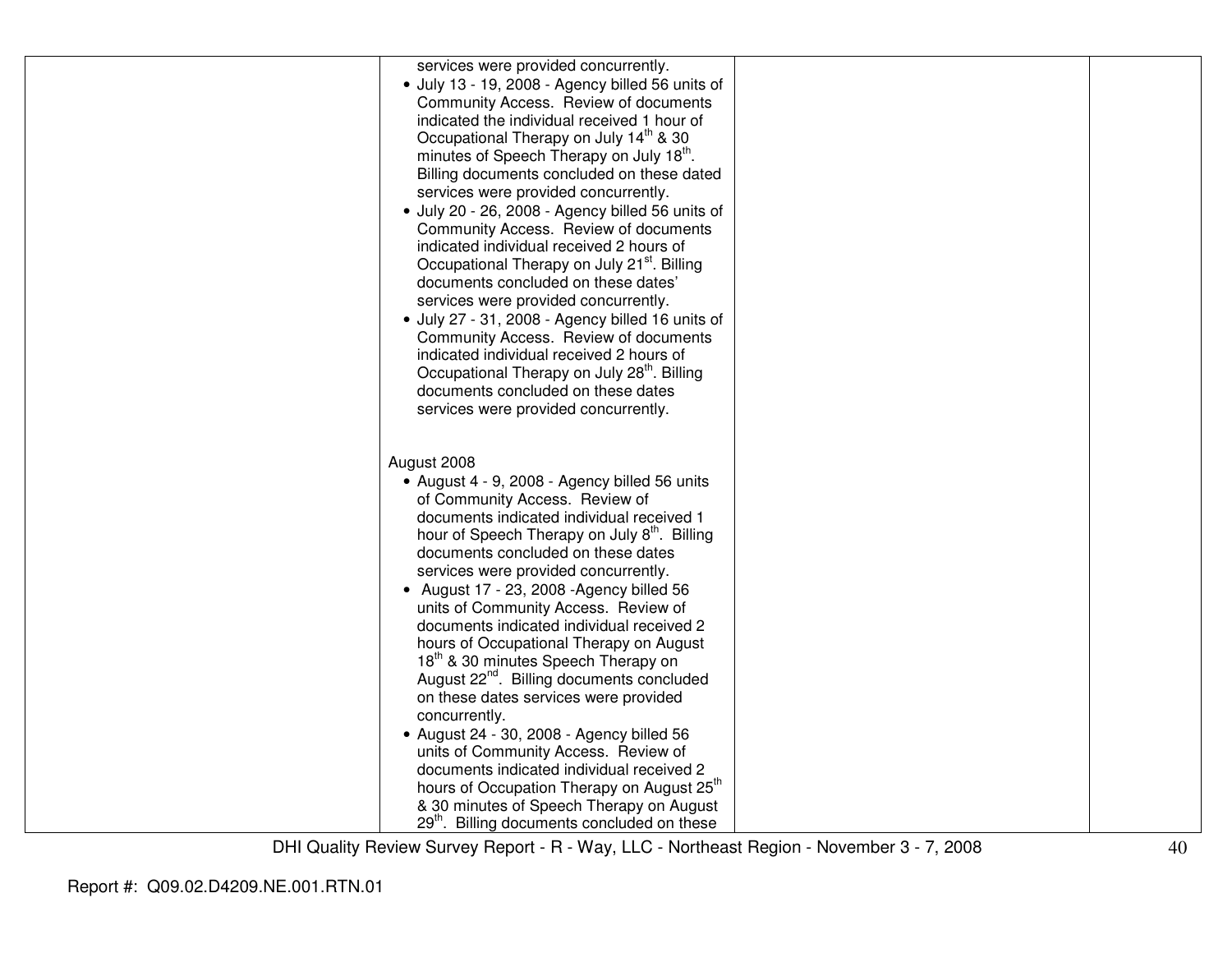| | | | |
|---|---|---|---|
| | services were provided concurrently.<br>• July 13 - 19, 2008 - Agency billed 56 units of Community Access. Review of documents indicated the individual received 1 hour of Occupational Therapy on July 14th & 30 minutes of Speech Therapy on July 18th. Billing documents concluded on these dated services were provided concurrently.<br>• July 20 - 26, 2008 - Agency billed 56 units of Community Access. Review of documents indicated individual received 2 hours of Occupational Therapy on July 21st. Billing documents concluded on these dates' services were provided concurrently.<br>• July 27 - 31, 2008 - Agency billed 16 units of Community Access. Review of documents indicated individual received 2 hours of Occupational Therapy on July 28th. Billing documents concluded on these dates services were provided concurrently.<br><br>August 2008<br>• August 4 - 9, 2008 - Agency billed 56 units of Community Access. Review of documents indicated individual received 1 hour of Speech Therapy on July 8th. Billing documents concluded on these dates services were provided concurrently.<br>• August 17 - 23, 2008 -Agency billed 56 units of Community Access. Review of documents indicated individual received 2 hours of Occupational Therapy on August 18th & 30 minutes Speech Therapy on August 22nd. Billing documents concluded on these dates services were provided concurrently.<br>• August 24 - 30, 2008 - Agency billed 56 units of Community Access. Review of documents indicated individual received 2 hours of Occupation Therapy on August 25th & 30 minutes of Speech Therapy on August 29th. Billing documents concluded on these | | |

DHI Quality Review Survey Report - R - Way, LLC - Northeast Region - November 3 - 7, 2008

Report #: Q09.02.D4209.NE.001.RTN.01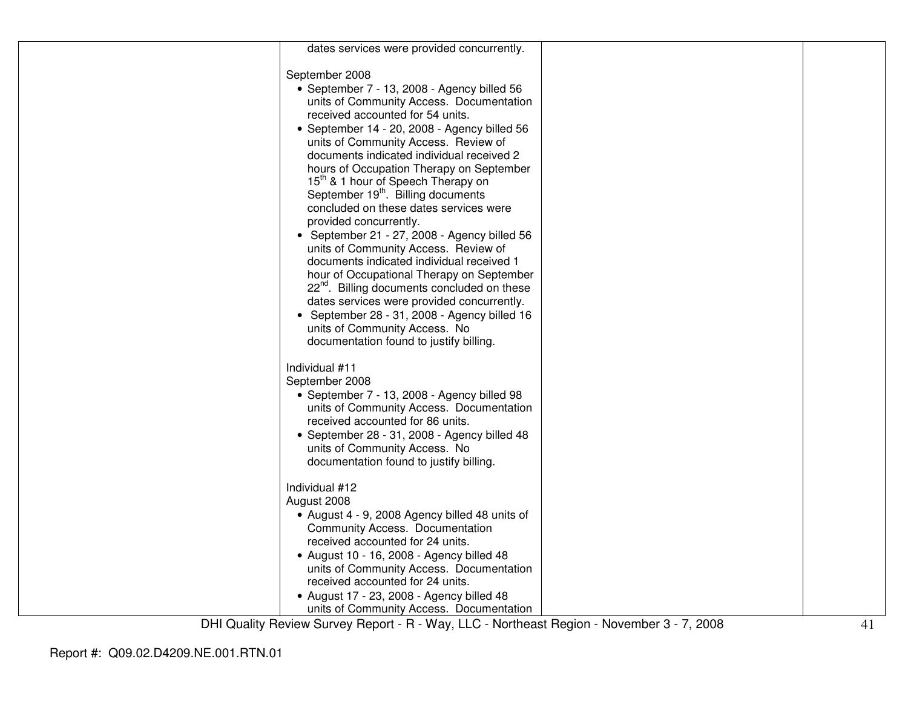| | | | |
|---|---|---|---|
| | dates services were provided concurrently.<br><br>September 2008<br>• September 7 - 13, 2008 - Agency billed 56 units of Community Access. Documentation received accounted for 54 units.<br>• September 14 - 20, 2008 - Agency billed 56 units of Community Access. Review of documents indicated individual received 2 hours of Occupation Therapy on September 15th & 1 hour of Speech Therapy on September 19th. Billing documents concluded on these dates services were provided concurrently.<br>• September 21 - 27, 2008 - Agency billed 56 units of Community Access. Review of documents indicated individual received 1 hour of Occupational Therapy on September 22nd. Billing documents concluded on these dates services were provided concurrently.<br>• September 28 - 31, 2008 - Agency billed 16 units of Community Access. No documentation found to justify billing.<br><br>Individual #11<br>September 2008<br>• September 7 - 13, 2008 - Agency billed 98 units of Community Access. Documentation received accounted for 86 units.<br>• September 28 - 31, 2008 - Agency billed 48 units of Community Access. No documentation found to justify billing.<br><br>Individual #12<br>August 2008<br>• August 4 - 9, 2008 Agency billed 48 units of Community Access. Documentation received accounted for 24 units.<br>• August 10 - 16, 2008 - Agency billed 48 units of Community Access. Documentation received accounted for 24 units.<br>• August 17 - 23, 2008 - Agency billed 48 units of Community Access. Documentation | | |

DHI Quality Review Survey Report - R - Way, LLC - Northeast Region - November 3 - 7, 2008

Report #: Q09.02.D4209.NE.001.RTN.01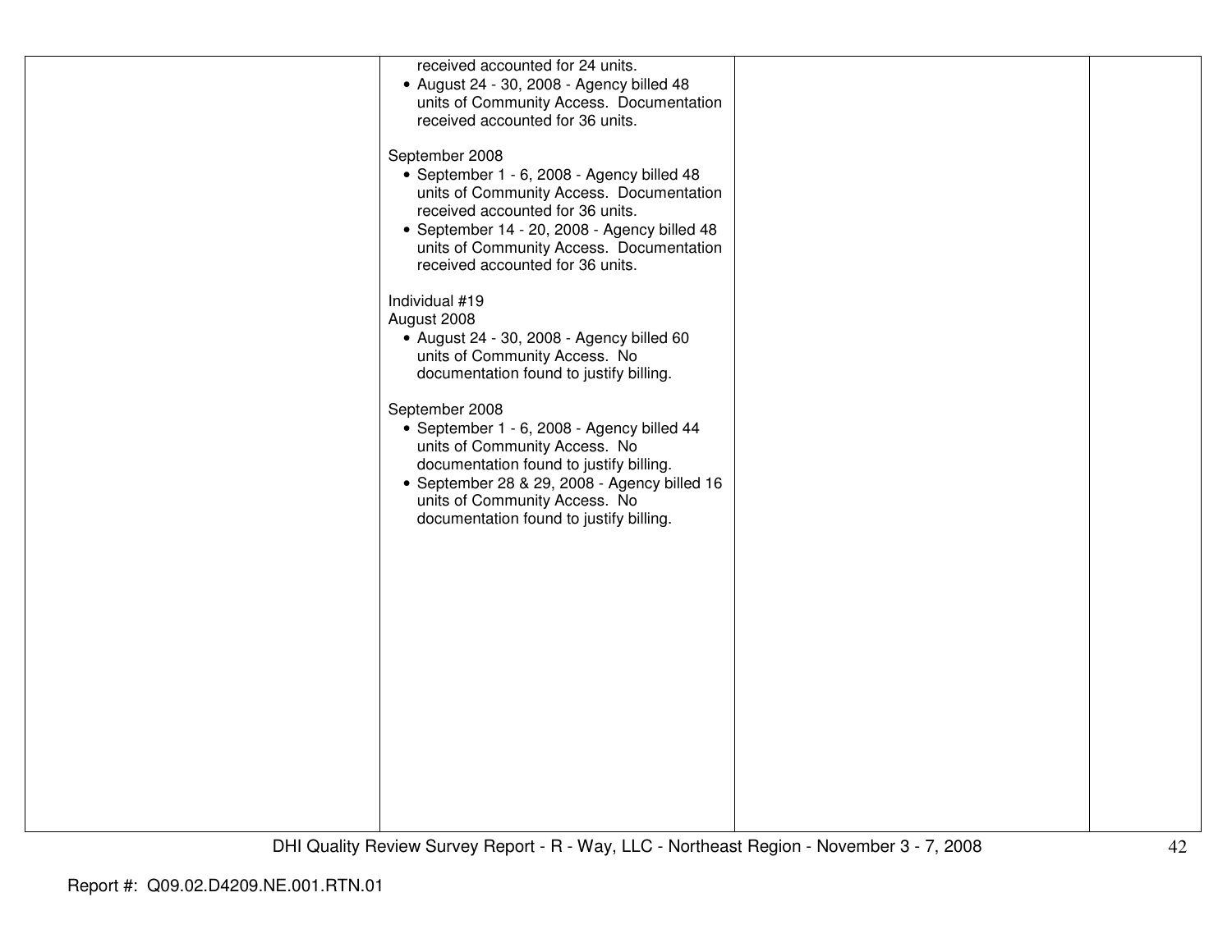| | | | |
|---|---|---|---|
| | received accounted for 24 units.<br>• August 24 - 30, 2008 - Agency billed 48 units of Community Access. Documentation received accounted for 36 units.<br><br>September 2008<br>• September 1 - 6, 2008 - Agency billed 48 units of Community Access. Documentation received accounted for 36 units.<br>• September 14 - 20, 2008 - Agency billed 48 units of Community Access. Documentation received accounted for 36 units.<br><br>Individual #19<br>August 2008<br>• August 24 - 30, 2008 - Agency billed 60 units of Community Access. No documentation found to justify billing.<br><br>September 2008<br>• September 1 - 6, 2008 - Agency billed 44 units of Community Access. No documentation found to justify billing.<br>• September 28 & 29, 2008 - Agency billed 16 units of Community Access. No documentation found to justify billing. | | |

DHI Quality Review Survey Report - R - Way, LLC - Northeast Region - November 3 - 7, 2008

Report #: Q09.02.D4209.NE.001.RTN.01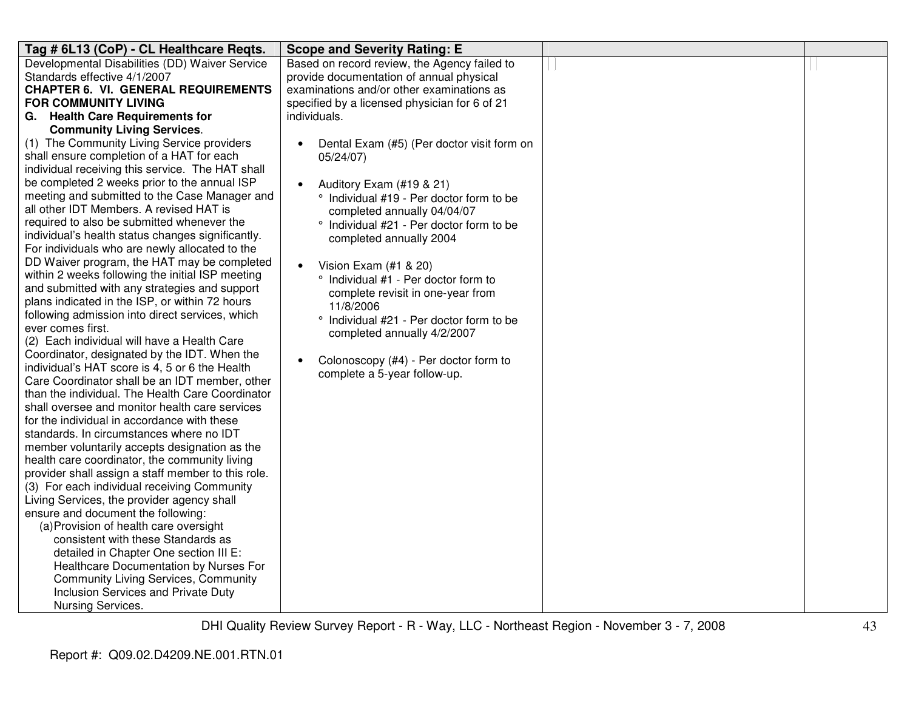| Tag # 6L13 (CoP) - CL Healthcare Reqts. | Scope and Severity Rating: E | | |
|---|---|---|---|
| Developmental Disabilities (DD) Waiver Service Standards effective 4/1/2007<br>**CHAPTER 6. VI. GENERAL REQUIREMENTS FOR COMMUNITY LIVING**<br>**G. Health Care Requirements for Community Living Services**.<br>(1) The Community Living Service providers shall ensure completion of a HAT for each individual receiving this service. The HAT shall be completed 2 weeks prior to the annual ISP meeting and submitted to the Case Manager and all other IDT Members. A revised HAT is required to also be submitted whenever the individual's health status changes significantly. For individuals who are newly allocated to the DD Waiver program, the HAT may be completed within 2 weeks following the initial ISP meeting and submitted with any strategies and support plans indicated in the ISP, or within 72 hours following admission into direct services, which ever comes first.<br>(2) Each individual will have a Health Care Coordinator, designated by the IDT. When the individual's HAT score is 4, 5 or 6 the Health Care Coordinator shall be an IDT member, other than the individual. The Health Care Coordinator shall oversee and monitor health care services for the individual in accordance with these standards. In circumstances where no IDT member voluntarily accepts designation as the health care coordinator, the community living provider shall assign a staff member to this role.<br>(3) For each individual receiving Community Living Services, the provider agency shall ensure and document the following:<br>(a) Provision of health care oversight consistent with these Standards as detailed in Chapter One section III E: Healthcare Documentation by Nurses For Community Living Services, Community Inclusion Services and Private Duty Nursing Services. | Based on record review, the Agency failed to provide documentation of annual physical examinations and/or other examinations as specified by a licensed physician for 6 of 21 individuals.<br><br>• Dental Exam (#5) (Per doctor visit form on 05/24/07)<br><br>• Auditory Exam (#19 & 21)<br>° Individual #19 - Per doctor form to be completed annually 04/04/07<br>° Individual #21 - Per doctor form to be completed annually 2004<br><br>• Vision Exam (#1 & 20)<br>° Individual #1 - Per doctor form to complete revisit in one-year from 11/8/2006<br>° Individual #21 - Per doctor form to be completed annually 4/2/2007<br><br>• Colonoscopy (#4) - Per doctor form to complete a 5-year follow-up. | | |

Report #: Q09.02.D4209.NE.001.RTN.01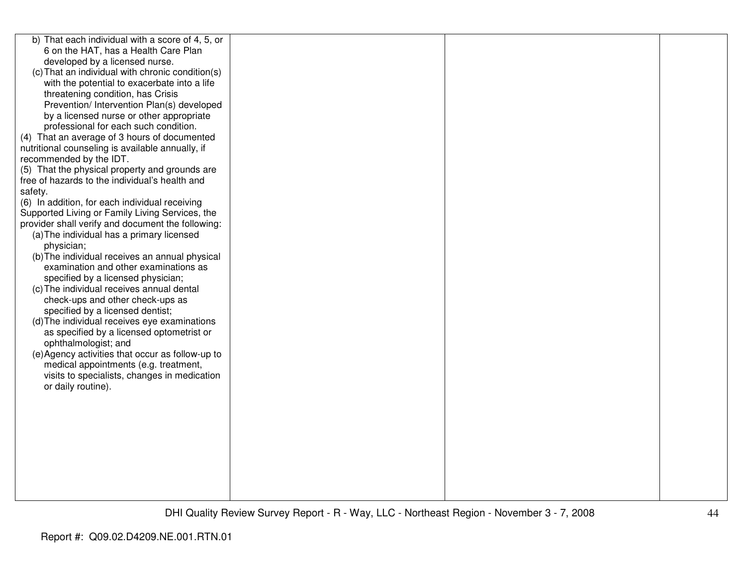| | | | |
|---|---|---|---|
| b) That each individual with a score of 4, 5, or 6 on the HAT, has a Health Care Plan developed by a licensed nurse.<br>(c) That an individual with chronic condition(s) with the potential to exacerbate into a life threatening condition, has Crisis Prevention/ Intervention Plan(s) developed by a licensed nurse or other appropriate professional for each such condition.<br>(4) That an average of 3 hours of documented nutritional counseling is available annually, if recommended by the IDT.<br>(5) That the physical property and grounds are free of hazards to the individual's health and safety.<br>(6) In addition, for each individual receiving Supported Living or Family Living Services, the provider shall verify and document the following:<br>(a) The individual has a primary licensed physician;<br>(b) The individual receives an annual physical examination and other examinations as specified by a licensed physician;<br>(c) The individual receives annual dental check-ups and other check-ups as specified by a licensed dentist;<br>(d) The individual receives eye examinations as specified by a licensed optometrist or ophthalmologist; and<br>(e) Agency activities that occur as follow-up to medical appointments (e.g. treatment, visits to specialists, changes in medication or daily routine). | | | |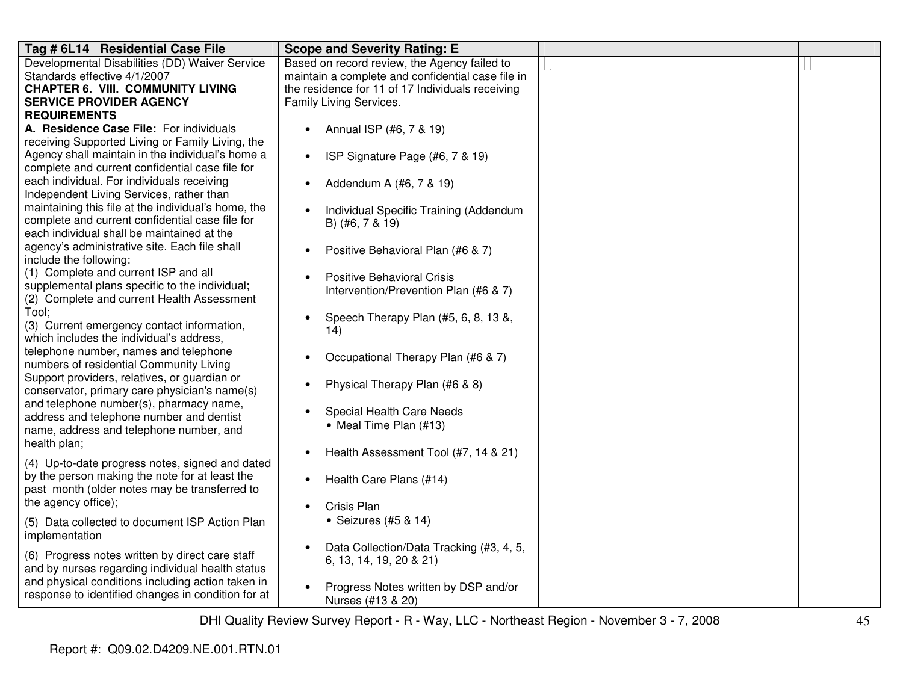| Tag # 6L14 Residential Case File | Scope and Severity Rating: E | | |
|---|---|---|---|
| Developmental Disabilities (DD) Waiver Service Standards effective 4/1/2007<br>**CHAPTER 6. VIII. COMMUNITY LIVING SERVICE PROVIDER AGENCY REQUIREMENTS**<br>**A. Residence Case File:** For individuals receiving Supported Living or Family Living, the Agency shall maintain in the individual's home a complete and current confidential case file for each individual. For individuals receiving Independent Living Services, rather than maintaining this file at the individual's home, the complete and current confidential case file for each individual shall be maintained at the agency's administrative site. Each file shall include the following:<br>(1) Complete and current ISP and all supplemental plans specific to the individual;<br>(2) Complete and current Health Assessment Tool;<br>(3) Current emergency contact information, which includes the individual's address, telephone number, names and telephone numbers of residential Community Living Support providers, relatives, or guardian or conservator, primary care physician's name(s) and telephone number(s), pharmacy name, address and telephone number and dentist name, address and telephone number, and health plan;<br>(4) Up-to-date progress notes, signed and dated by the person making the note for at least the past month (older notes may be transferred to the agency office);<br>(5) Data collected to document ISP Action Plan implementation<br>(6) Progress notes written by direct care staff and by nurses regarding individual health status and physical conditions including action taken in response to identified changes in condition for at | Based on record review, the Agency failed to maintain a complete and confidential case file in the residence for 11 of 17 Individuals receiving Family Living Services.<br>• Annual ISP (#6, 7 & 19)<br>• ISP Signature Page (#6, 7 & 19)<br>• Addendum A (#6, 7 & 19)<br>• Individual Specific Training (Addendum B) (#6, 7 & 19)<br>• Positive Behavioral Plan (#6 & 7)<br>• Positive Behavioral Crisis Intervention/Prevention Plan (#6 & 7)<br>• Speech Therapy Plan (#5, 6, 8, 13 &, 14)<br>• Occupational Therapy Plan (#6 & 7)<br>• Physical Therapy Plan (#6 & 8)<br>• Special Health Care Needs<br>  • Meal Time Plan (#13)<br>• Health Assessment Tool (#7, 14 & 21)<br>• Health Care Plans (#14)<br>• Crisis Plan<br>  • Seizures (#5 & 14)<br>• Data Collection/Data Tracking (#3, 4, 5, 6, 13, 14, 19, 20 & 21)<br>• Progress Notes written by DSP and/or Nurses (#13 & 20) | | |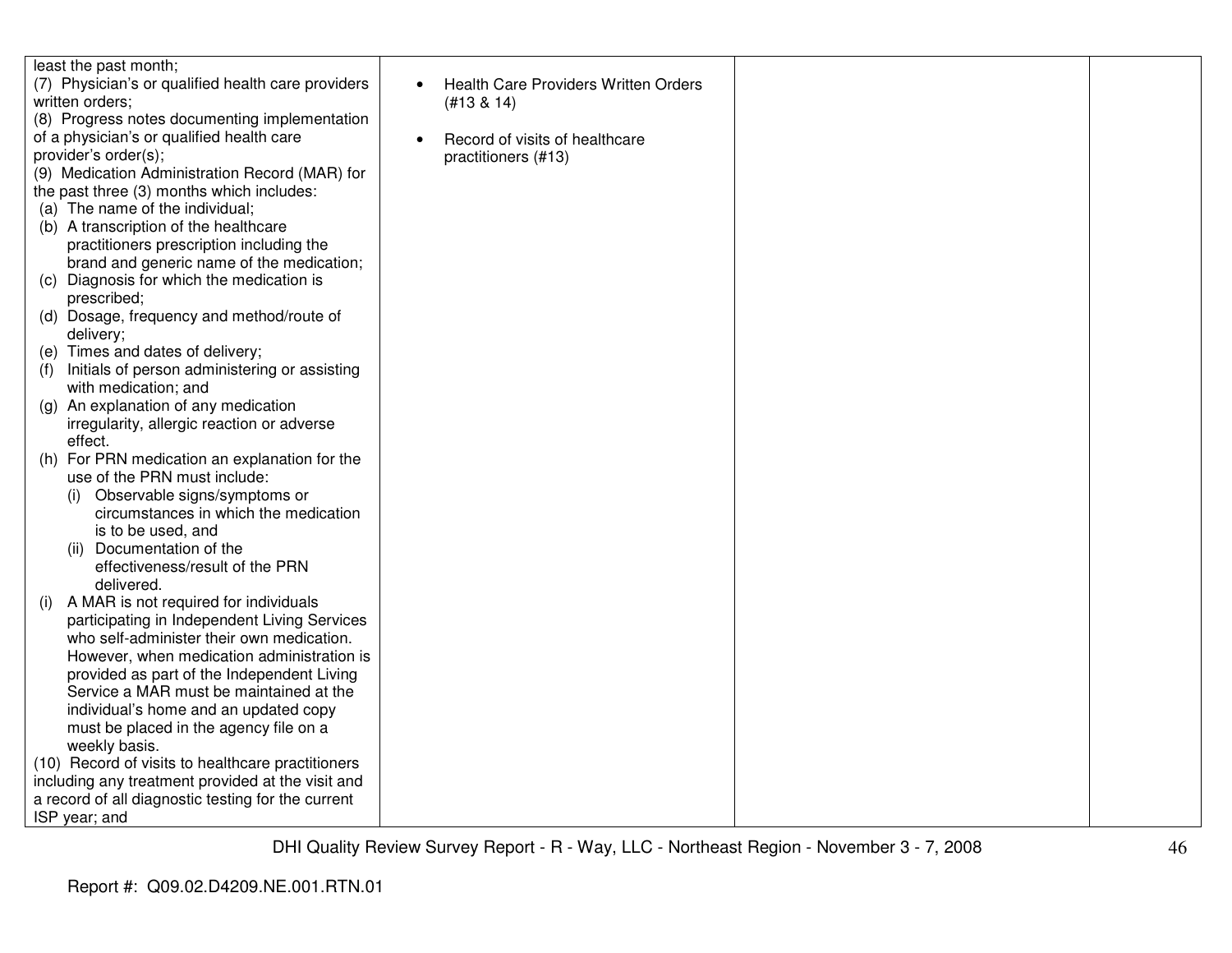| | | | |
|---|---|---|---|
| least the past month;<br>(7) Physician's or qualified health care providers written orders;<br>(8) Progress notes documenting implementation of a physician's or qualified health care provider's order(s);<br>(9) Medication Administration Record (MAR) for the past three (3) months which includes:<br>(a) The name of the individual;<br>(b) A transcription of the healthcare practitioners prescription including the brand and generic name of the medication;<br>(c) Diagnosis for which the medication is prescribed;<br>(d) Dosage, frequency and method/route of delivery;<br>(e) Times and dates of delivery;<br>(f) Initials of person administering or assisting with medication; and<br>(g) An explanation of any medication irregularity, allergic reaction or adverse effect.<br>(h) For PRN medication an explanation for the use of the PRN must include:<br>(i) Observable signs/symptoms or circumstances in which the medication is to be used, and<br>(ii) Documentation of the effectiveness/result of the PRN delivered.<br>(i) A MAR is not required for individuals participating in Independent Living Services who self-administer their own medication. However, when medication administration is provided as part of the Independent Living Service a MAR must be maintained at the individual's home and an updated copy must be placed in the agency file on a weekly basis.<br>(10) Record of visits to healthcare practitioners including any treatment provided at the visit and a record of all diagnostic testing for the current ISP year; and | • Health Care Providers Written Orders (#13 & 14)<br><br>• Record of visits of healthcare practitioners (#13) | | |

DHI Quality Review Survey Report - R - Way, LLC - Northeast Region - November 3 - 7, 2008

Report #: Q09.02.D4209.NE.001.RTN.01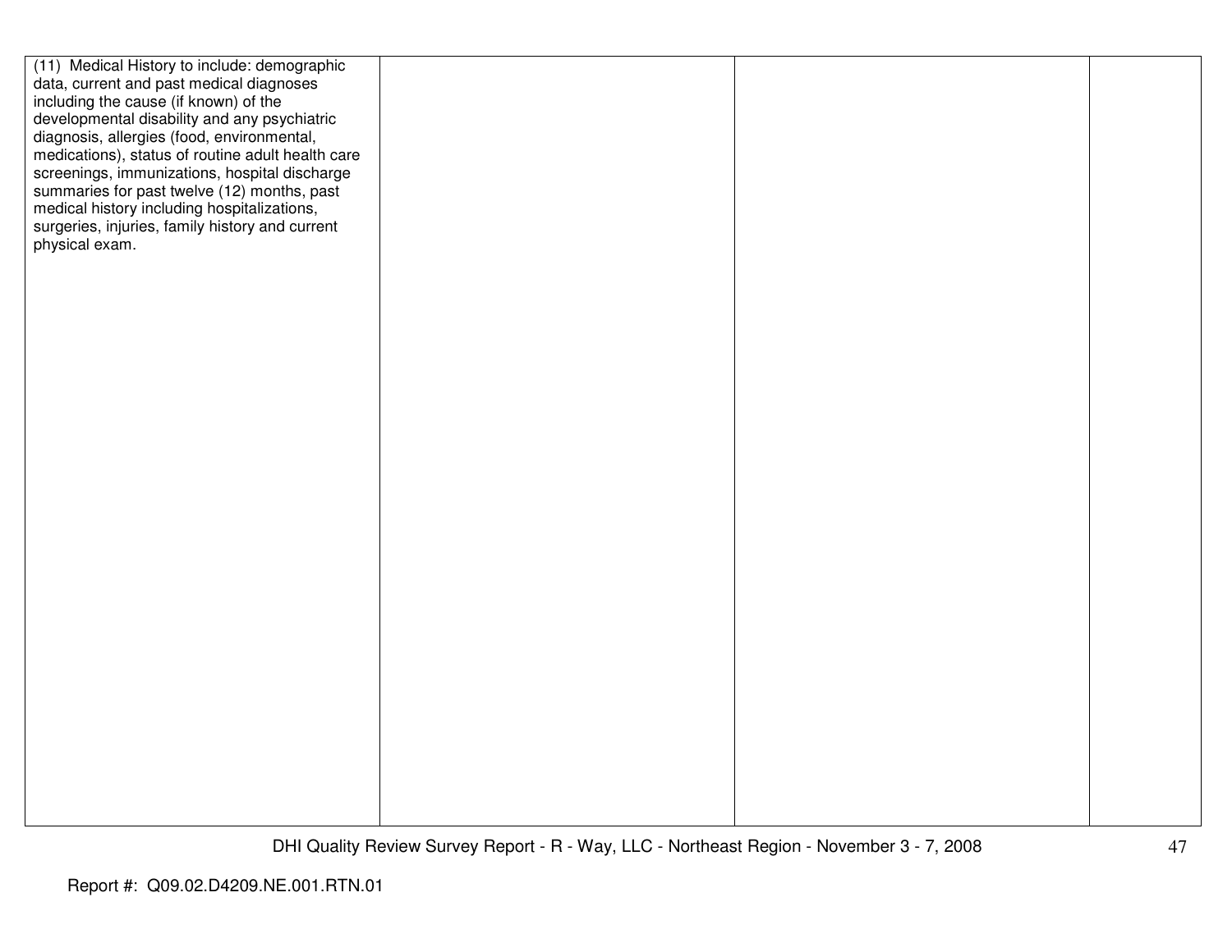| | | | |
|---|---|---|---|
| (11) Medical History to include: demographic data, current and past medical diagnoses including the cause (if known) of the developmental disability and any psychiatric diagnosis, allergies (food, environmental, medications), status of routine adult health care screenings, immunizations, hospital discharge summaries for past twelve (12) months, past medical history including hospitalizations, surgeries, injuries, family history and current physical exam. | | | |

Report #: Q09.02.D4209.NE.001.RTN.01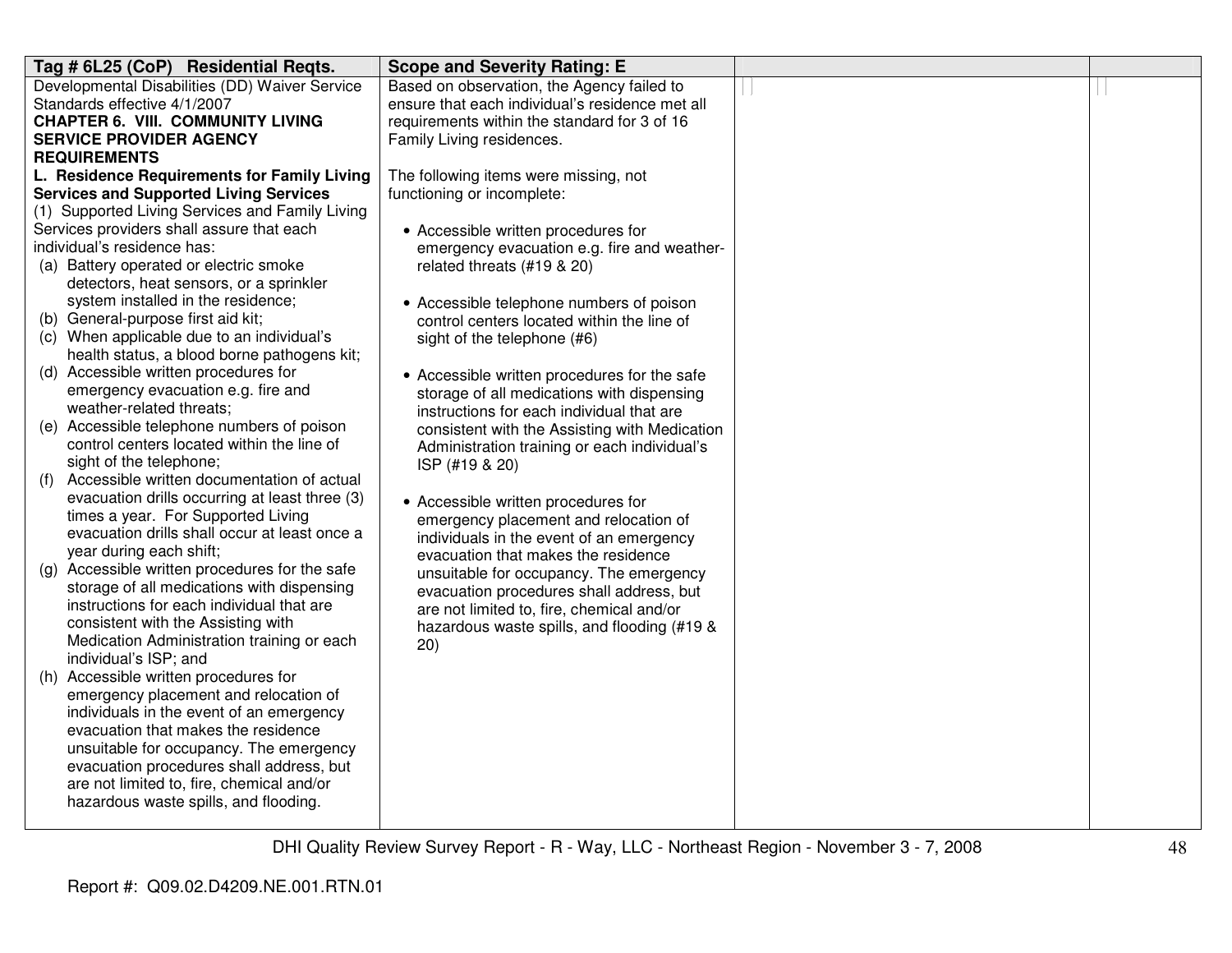| Tag # 6L25 (CoP) Residential Reqts. | Scope and Severity Rating: E | | |
|---|---|---|---|
| Developmental Disabilities (DD) Waiver Service Standards effective 4/1/2007<br>**CHAPTER 6. VIII. COMMUNITY LIVING SERVICE PROVIDER AGENCY REQUIREMENTS**<br>**L. Residence Requirements for Family Living Services and Supported Living Services**<br>(1) Supported Living Services and Family Living Services providers shall assure that each individual's residence has:<br>(a) Battery operated or electric smoke detectors, heat sensors, or a sprinkler system installed in the residence;<br>(b) General-purpose first aid kit;<br>(c) When applicable due to an individual's health status, a blood borne pathogens kit;<br>(d) Accessible written procedures for emergency evacuation e.g. fire and weather-related threats;<br>(e) Accessible telephone numbers of poison control centers located within the line of sight of the telephone;<br>(f) Accessible written documentation of actual evacuation drills occurring at least three (3) times a year. For Supported Living evacuation drills shall occur at least once a year during each shift;<br>(g) Accessible written procedures for the safe storage of all medications with dispensing instructions for each individual that are consistent with the Assisting with Medication Administration training or each individual's ISP; and<br>(h) Accessible written procedures for emergency placement and relocation of individuals in the event of an emergency evacuation that makes the residence unsuitable for occupancy. The emergency evacuation procedures shall address, but are not limited to, fire, chemical and/or hazardous waste spills, and flooding. | Based on observation, the Agency failed to ensure that each individual's residence met all requirements within the standard for 3 of 16 Family Living residences.<br><br>The following items were missing, not functioning or incomplete:<br><br>• Accessible written procedures for emergency evacuation e.g. fire and weather-related threats (#19 & 20)<br><br>• Accessible telephone numbers of poison control centers located within the line of sight of the telephone (#6)<br><br>• Accessible written procedures for the safe storage of all medications with dispensing instructions for each individual that are consistent with the Assisting with Medication Administration training or each individual's ISP (#19 & 20)<br><br>• Accessible written procedures for emergency placement and relocation of individuals in the event of an emergency evacuation that makes the residence unsuitable for occupancy. The emergency evacuation procedures shall address, but are not limited to, fire, chemical and/or hazardous waste spills, and flooding (#19 & 20) | | |

DHI Quality Review Survey Report - R - Way, LLC - Northeast Region - November 3 - 7, 2008

Report #: Q09.02.D4209.NE.001.RTN.01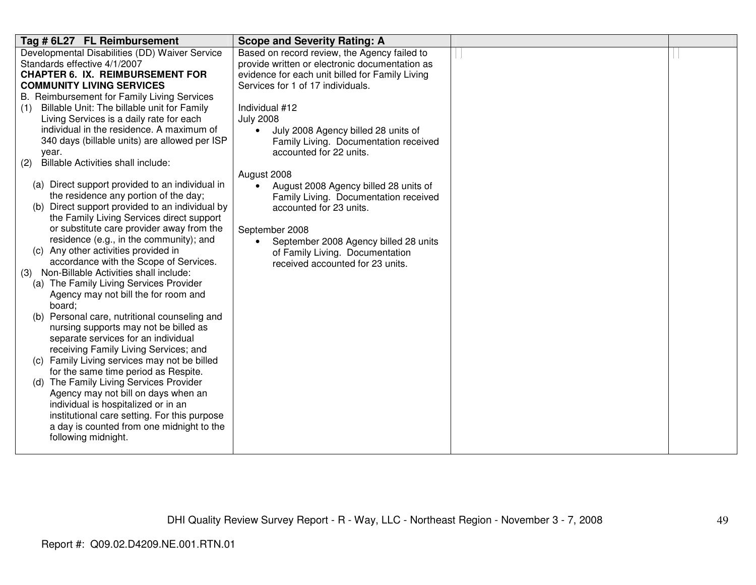| Tag # 6L27 FL Reimbursement | Scope and Severity Rating: A | | |
|---|---|---|---|
| Developmental Disabilities (DD) Waiver Service Standards effective 4/1/2007<br>**CHAPTER 6. IX. REIMBURSEMENT FOR COMMUNITY LIVING SERVICES**<br>B. Reimbursement for Family Living Services<br>(1) Billable Unit: The billable unit for Family Living Services is a daily rate for each individual in the residence. A maximum of 340 days (billable units) are allowed per ISP year.<br>(2) Billable Activities shall include:<br>(a) Direct support provided to an individual in the residence any portion of the day;<br>(b) Direct support provided to an individual by the Family Living Services direct support or substitute care provider away from the residence (e.g., in the community); and<br>(c) Any other activities provided in accordance with the Scope of Services.<br>(3) Non-Billable Activities shall include:<br>(a) The Family Living Services Provider Agency may not bill the for room and board;<br>(b) Personal care, nutritional counseling and nursing supports may not be billed as separate services for an individual receiving Family Living Services; and<br>(c) Family Living services may not be billed for the same time period as Respite.<br>(d) The Family Living Services Provider Agency may not bill on days when an individual is hospitalized or in an institutional care setting. For this purpose a day is counted from one midnight to the following midnight. | Based on record review, the Agency failed to provide written or electronic documentation as evidence for each unit billed for Family Living Services for 1 of 17 individuals.<br><br>Individual #12<br>July 2008<br>• July 2008 Agency billed 28 units of Family Living. Documentation received accounted for 22 units.<br><br>August 2008<br>• August 2008 Agency billed 28 units of Family Living. Documentation received accounted for 23 units.<br><br>September 2008<br>• September 2008 Agency billed 28 units of Family Living. Documentation received accounted for 23 units. | | |

Report #: Q09.02.D4209.NE.001.RTN.01